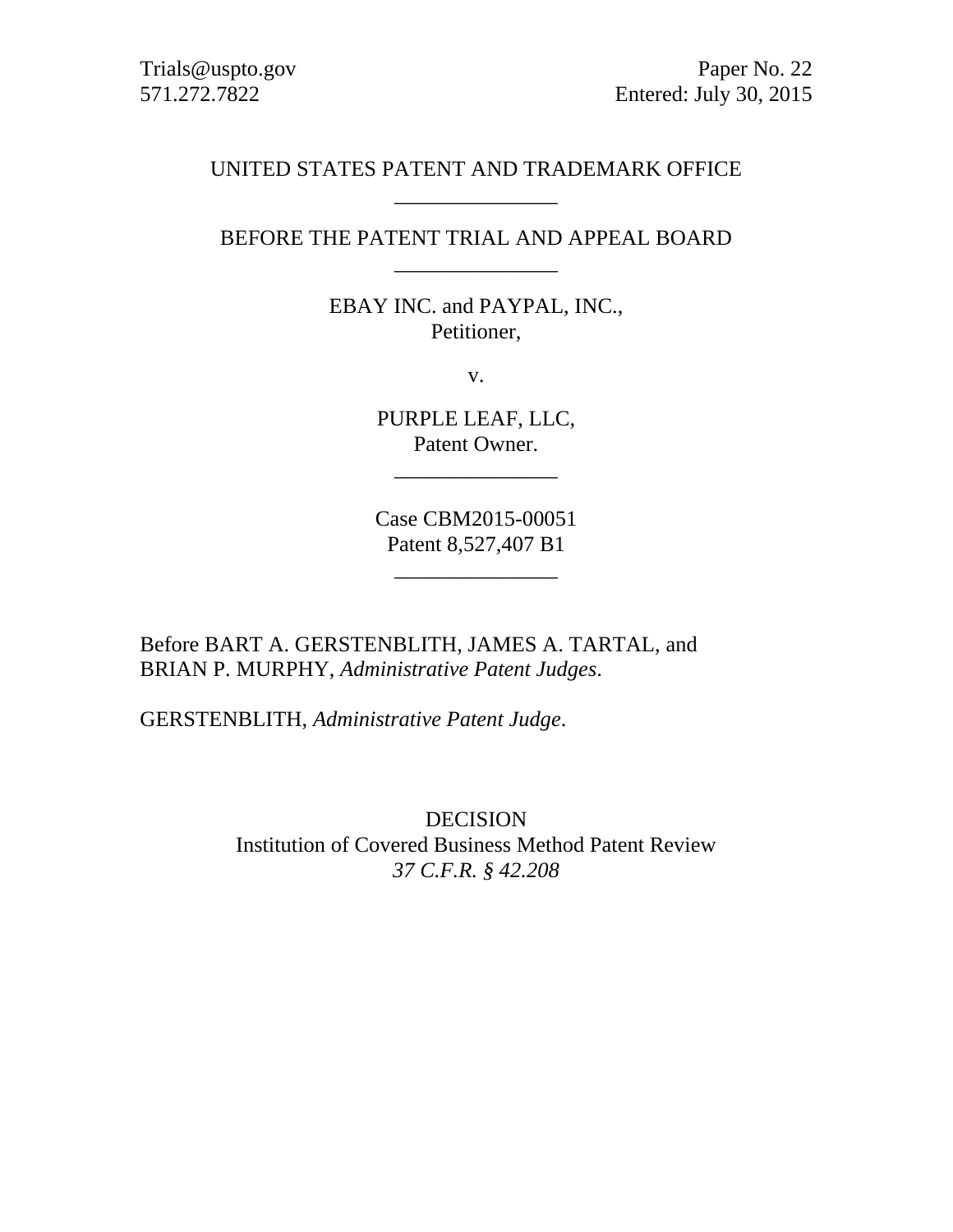Trials@uspto.gov
571.272.7822

Paper No. 22
Entered: July 30, 2015

UNITED STATES PATENT AND TRADEMARK OFFICE

\_\_\_\_\_\_\_\_\_\_\_\_\_\_\_

BEFORE THE PATENT TRIAL AND APPEAL BOARD

\_\_\_\_\_\_\_\_\_\_\_\_\_\_\_

EBAY INC. and PAYPAL, INC.,
Petitioner,

v.

PURPLE LEAF, LLC,
Patent Owner.

\_\_\_\_\_\_\_\_\_\_\_\_\_\_\_

Case CBM2015-00051
Patent 8,527,407 B1

\_\_\_\_\_\_\_\_\_\_\_\_\_\_\_

Before BART A. GERSTENBLITH, JAMES A. TARTAL, and BRIAN P. MURPHY, *Administrative Patent Judges*.

GERSTENBLITH, *Administrative Patent Judge*.

DECISION
Institution of Covered Business Method Patent Review
*37 C.F.R. § 42.208*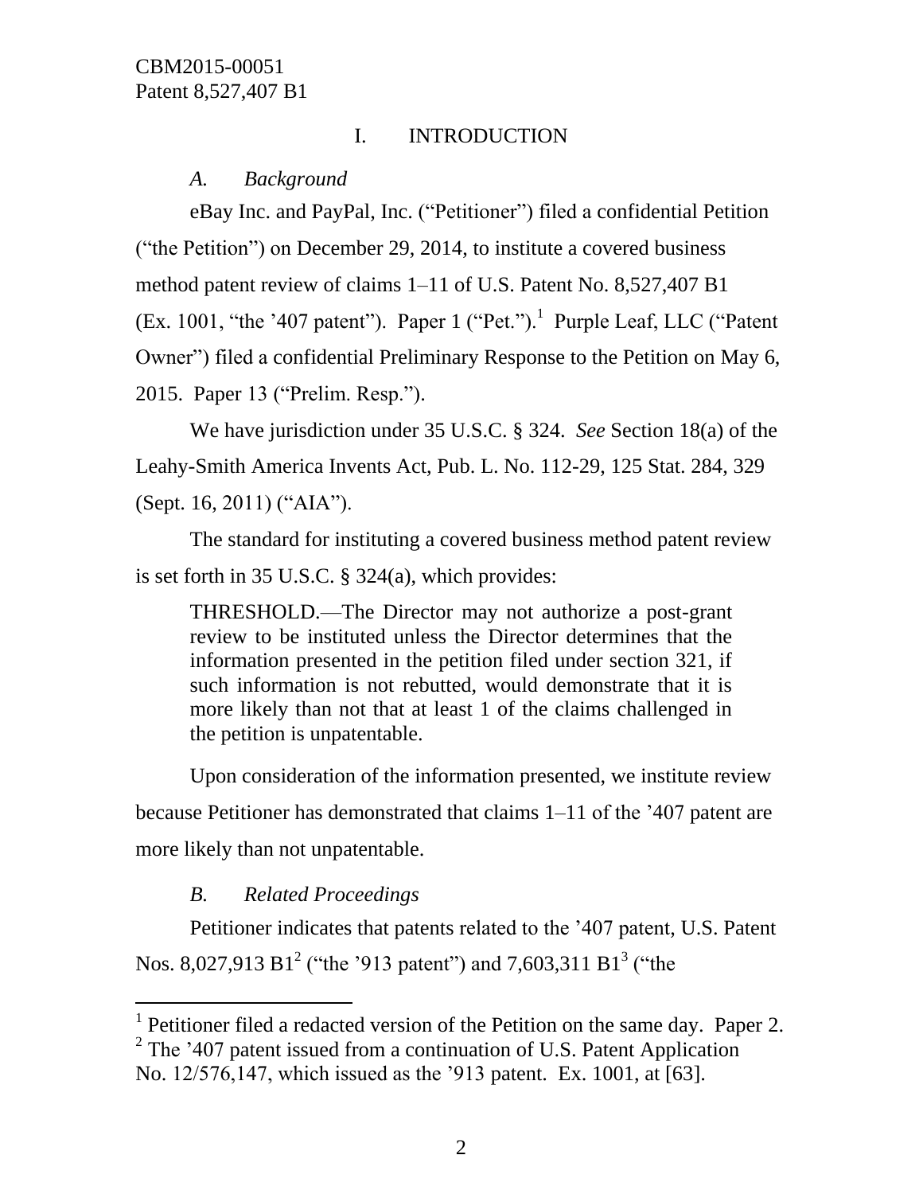## I. INTRODUCTION

### *A. Background*

eBay Inc. and PayPal, Inc. ("Petitioner") filed a confidential Petition ("the Petition") on December 29, 2014, to institute a covered business method patent review of claims 1–11 of U.S. Patent No. 8,527,407 B1 (Ex. 1001, "the '407 patent"). Paper 1 ("Pet.").[1] Purple Leaf, LLC ("Patent Owner") filed a confidential Preliminary Response to the Petition on May 6, 2015. Paper 13 ("Prelim. Resp.").

We have jurisdiction under 35 U.S.C. § 324. *See* Section 18(a) of the Leahy-Smith America Invents Act, Pub. L. No. 112-29, 125 Stat. 284, 329 (Sept. 16, 2011) ("AIA").

The standard for instituting a covered business method patent review is set forth in 35 U.S.C. § 324(a), which provides:

> THRESHOLD.—The Director may not authorize a post-grant review to be instituted unless the Director determines that the information presented in the petition filed under section 321, if such information is not rebutted, would demonstrate that it is more likely than not that at least 1 of the claims challenged in the petition is unpatentable.

Upon consideration of the information presented, we institute review because Petitioner has demonstrated that claims 1–11 of the '407 patent are more likely than not unpatentable.

### *B. Related Proceedings*

Petitioner indicates that patents related to the '407 patent, U.S. Patent Nos. 8,027,913 B1[2] ("the '913 patent") and 7,603,311 B1[3] ("the

---

[1] Petitioner filed a redacted version of the Petition on the same day. Paper 2.

[2] The '407 patent issued from a continuation of U.S. Patent Application No. 12/576,147, which issued as the '913 patent. Ex. 1001, at [63].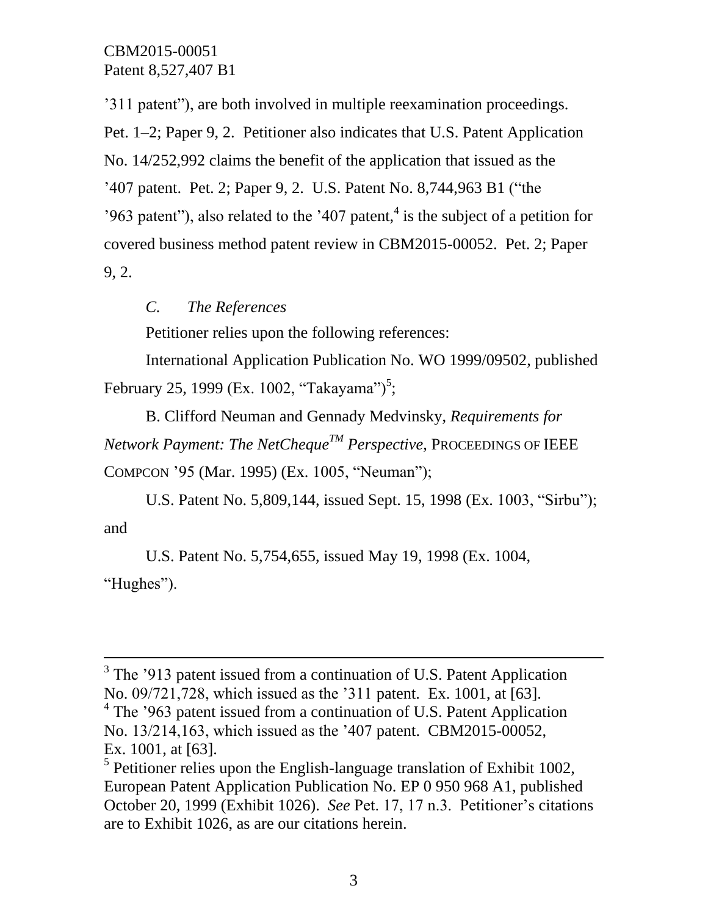’311 patent”), are both involved in multiple reexamination proceedings. Pet. 1–2; Paper 9, 2. Petitioner also indicates that U.S. Patent Application No. 14/252,992 claims the benefit of the application that issued as the ’407 patent. Pet. 2; Paper 9, 2. U.S. Patent No. 8,744,963 B1 (“the ’963 patent”), also related to the ’407 patent,[4] is the subject of a petition for covered business method patent review in CBM2015-00052. Pet. 2; Paper 9, 2.

### *C. The References*

Petitioner relies upon the following references:

International Application Publication No. WO 1999/09502, published February 25, 1999 (Ex. 1002, “Takayama”)[5];

B. Clifford Neuman and Gennady Medvinsky, *Requirements for Network Payment: The NetCheque™ Perspective*, PROCEEDINGS OF IEEE COMPCON ’95 (Mar. 1995) (Ex. 1005, “Neuman”);

U.S. Patent No. 5,809,144, issued Sept. 15, 1998 (Ex. 1003, “Sirbu”); and

U.S. Patent No. 5,754,655, issued May 19, 1998 (Ex. 1004, “Hughes”).

---

[3] The ’913 patent issued from a continuation of U.S. Patent Application No. 09/721,728, which issued as the ’311 patent. Ex. 1001, at [63].

[4] The ’963 patent issued from a continuation of U.S. Patent Application No. 13/214,163, which issued as the ’407 patent. CBM2015-00052, Ex. 1001, at [63].

[5] Petitioner relies upon the English-language translation of Exhibit 1002, European Patent Application Publication No. EP 0 950 968 A1, published October 20, 1999 (Exhibit 1026). *See* Pet. 17, 17 n.3. Petitioner’s citations are to Exhibit 1026, as are our citations herein.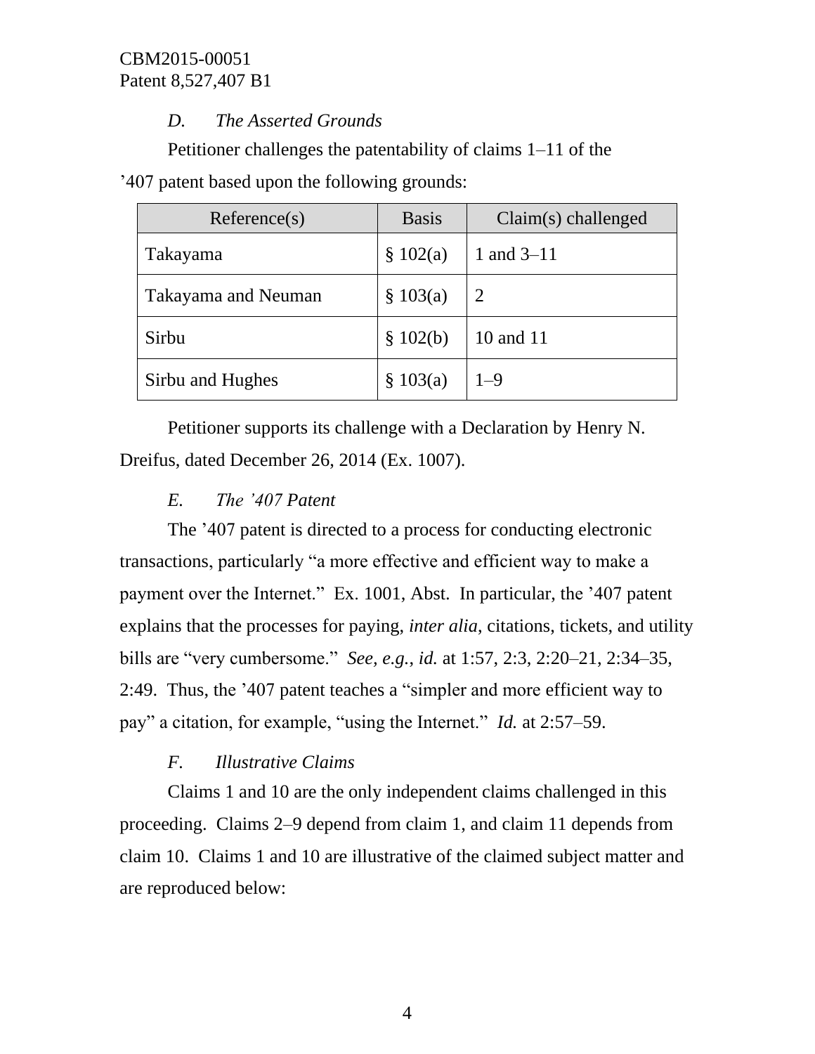### *D. The Asserted Grounds*

Petitioner challenges the patentability of claims 1–11 of the ’407 patent based upon the following grounds:

| Reference(s) | Basis | Claim(s) challenged |
|---|---|---|
| Takayama | § 102(a) | 1 and 3–11 |
| Takayama and Neuman | § 103(a) | 2 |
| Sirbu | § 102(b) | 10 and 11 |
| Sirbu and Hughes | § 103(a) | 1–9 |

Petitioner supports its challenge with a Declaration by Henry N. Dreifus, dated December 26, 2014 (Ex. 1007).

### *E. The ’407 Patent*

The ’407 patent is directed to a process for conducting electronic transactions, particularly “a more effective and efficient way to make a payment over the Internet.” Ex. 1001, Abst. In particular, the ’407 patent explains that the processes for paying, *inter alia*, citations, tickets, and utility bills are “very cumbersome.” *See, e.g.*, *id.* at 1:57, 2:3, 2:20–21, 2:34–35, 2:49. Thus, the ’407 patent teaches a “simpler and more efficient way to pay” a citation, for example, “using the Internet.” *Id.* at 2:57–59.

### *F. Illustrative Claims*

Claims 1 and 10 are the only independent claims challenged in this proceeding. Claims 2–9 depend from claim 1, and claim 11 depends from claim 10. Claims 1 and 10 are illustrative of the claimed subject matter and are reproduced below: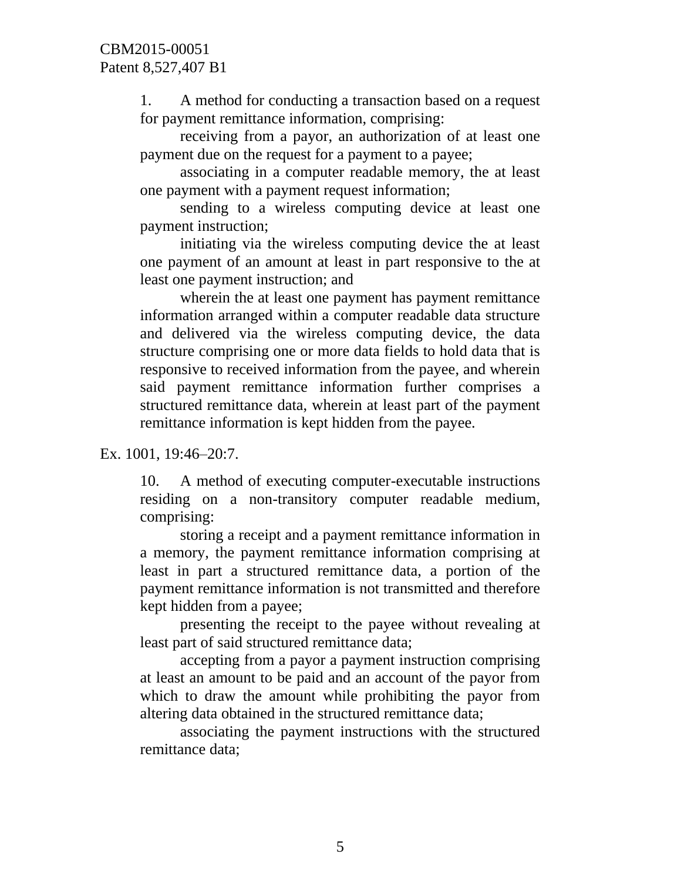> 1. A method for conducting a transaction based on a request for payment remittance information, comprising:
>
> receiving from a payor, an authorization of at least one payment due on the request for a payment to a payee;
>
> associating in a computer readable memory, the at least one payment with a payment request information;
>
> sending to a wireless computing device at least one payment instruction;
>
> initiating via the wireless computing device the at least one payment of an amount at least in part responsive to the at least one payment instruction; and
>
> wherein the at least one payment has payment remittance information arranged within a computer readable data structure and delivered via the wireless computing device, the data structure comprising one or more data fields to hold data that is responsive to received information from the payee, and wherein said payment remittance information further comprises a structured remittance data, wherein at least part of the payment remittance information is kept hidden from the payee.

Ex. 1001, 19:46–20:7.

> 10. A method of executing computer-executable instructions residing on a non-transitory computer readable medium, comprising:
>
> storing a receipt and a payment remittance information in a memory, the payment remittance information comprising at least in part a structured remittance data, a portion of the payment remittance information is not transmitted and therefore kept hidden from a payee;
>
> presenting the receipt to the payee without revealing at least part of said structured remittance data;
>
> accepting from a payor a payment instruction comprising at least an amount to be paid and an account of the payor from which to draw the amount while prohibiting the payor from altering data obtained in the structured remittance data;
>
> associating the payment instructions with the structured remittance data;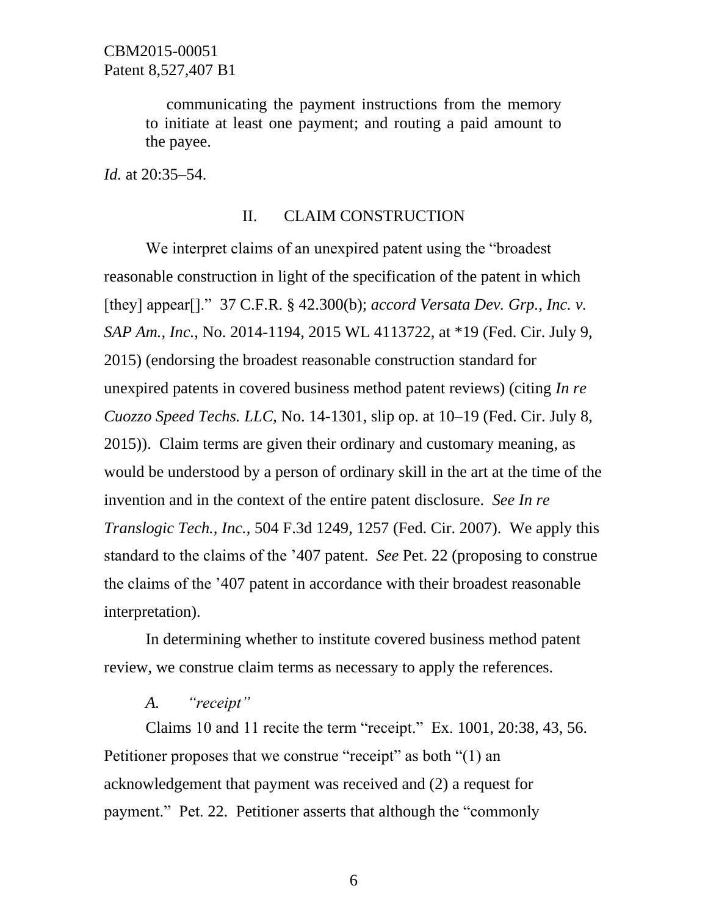communicating the payment instructions from the memory to initiate at least one payment; and routing a paid amount to the payee.

*Id.* at 20:35–54.

## II. CLAIM CONSTRUCTION

We interpret claims of an unexpired patent using the "broadest reasonable construction in light of the specification of the patent in which [they] appear[]." 37 C.F.R. § 42.300(b); *accord Versata Dev. Grp., Inc. v. SAP Am., Inc.*, No. 2014-1194, 2015 WL 4113722, at *19 (Fed. Cir. July 9, 2015) (endorsing the broadest reasonable construction standard for unexpired patents in covered business method patent reviews) (citing *In re Cuozzo Speed Techs. LLC*, No. 14-1301, slip op. at 10–19 (Fed. Cir. July 8, 2015)). Claim terms are given their ordinary and customary meaning, as would be understood by a person of ordinary skill in the art at the time of the invention and in the context of the entire patent disclosure. *See In re Translogic Tech., Inc.*, 504 F.3d 1249, 1257 (Fed. Cir. 2007). We apply this standard to the claims of the '407 patent. *See* Pet. 22 (proposing to construe the claims of the '407 patent in accordance with their broadest reasonable interpretation).

In determining whether to institute covered business method patent review, we construe claim terms as necessary to apply the references.

### *A. "receipt"*

Claims 10 and 11 recite the term "receipt." Ex. 1001, 20:38, 43, 56. Petitioner proposes that we construe "receipt" as both "(1) an acknowledgement that payment was received and (2) a request for payment." Pet. 22. Petitioner asserts that although the "commonly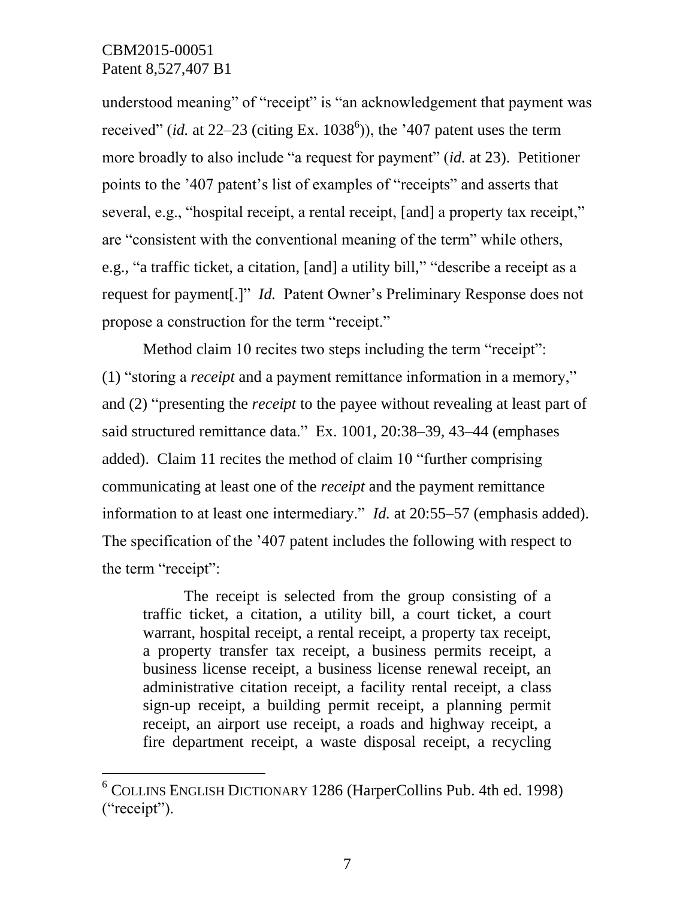understood meaning" of "receipt" is "an acknowledgement that payment was received" (*id.* at 22–23 (citing Ex. 1038[6])), the '407 patent uses the term more broadly to also include "a request for payment" (*id.* at 23). Petitioner points to the '407 patent's list of examples of "receipts" and asserts that several, e.g., "hospital receipt, a rental receipt, [and] a property tax receipt," are "consistent with the conventional meaning of the term" while others, e.g., "a traffic ticket, a citation, [and] a utility bill," "describe a receipt as a request for payment[.]" *Id.* Patent Owner's Preliminary Response does not propose a construction for the term "receipt."

Method claim 10 recites two steps including the term "receipt": (1) "storing a *receipt* and a payment remittance information in a memory," and (2) "presenting the *receipt* to the payee without revealing at least part of said structured remittance data." Ex. 1001, 20:38–39, 43–44 (emphases added). Claim 11 recites the method of claim 10 "further comprising communicating at least one of the *receipt* and the payment remittance information to at least one intermediary." *Id.* at 20:55–57 (emphasis added). The specification of the '407 patent includes the following with respect to the term "receipt":

> The receipt is selected from the group consisting of a traffic ticket, a citation, a utility bill, a court ticket, a court warrant, hospital receipt, a rental receipt, a property tax receipt, a property transfer tax receipt, a business permits receipt, a business license receipt, a business license renewal receipt, an administrative citation receipt, a facility rental receipt, a class sign-up receipt, a building permit receipt, a planning permit receipt, an airport use receipt, a roads and highway receipt, a fire department receipt, a waste disposal receipt, a recycling

[6] COLLINS ENGLISH DICTIONARY 1286 (HarperCollins Pub. 4th ed. 1998) ("receipt").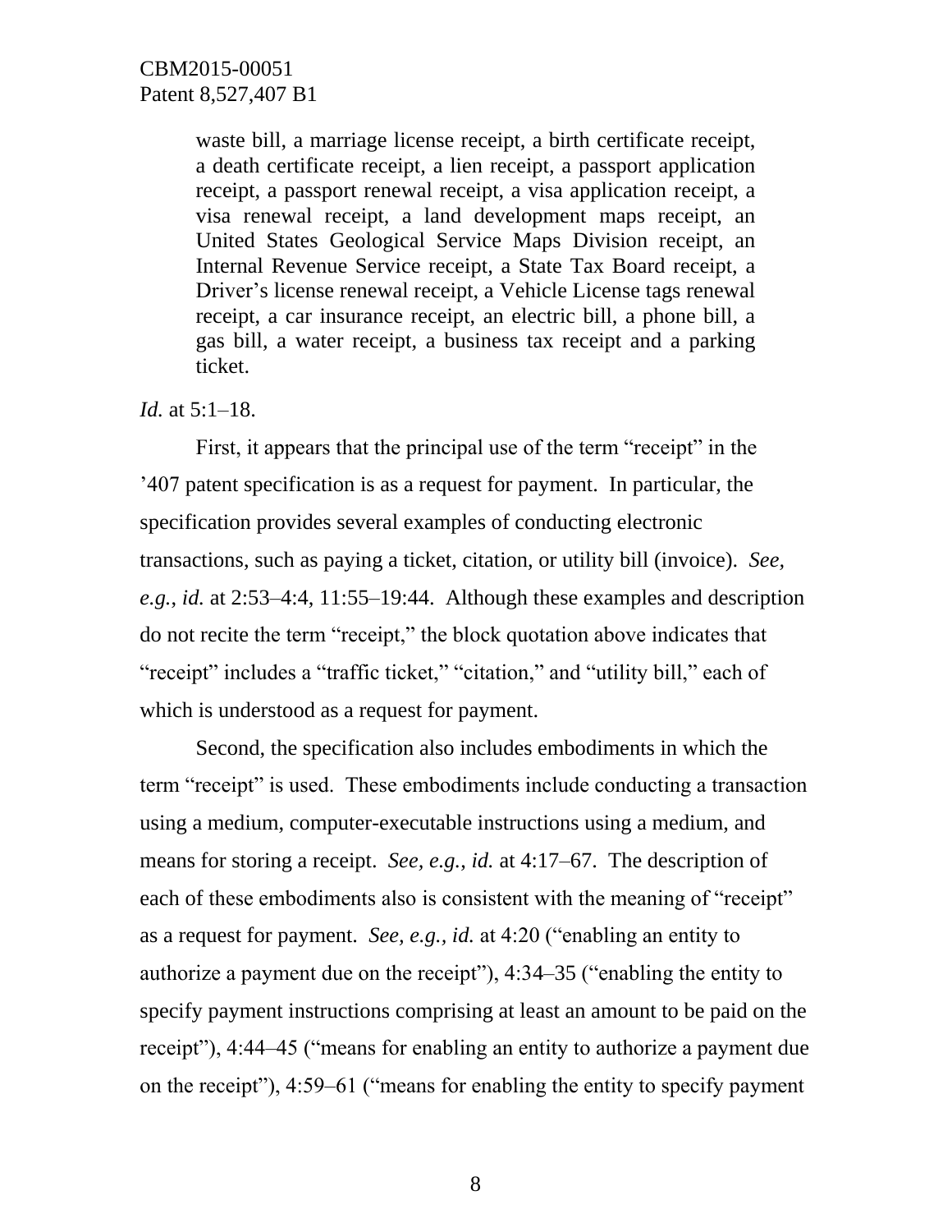> waste bill, a marriage license receipt, a birth certificate receipt, a death certificate receipt, a lien receipt, a passport application receipt, a passport renewal receipt, a visa application receipt, a visa renewal receipt, a land development maps receipt, an United States Geological Service Maps Division receipt, an Internal Revenue Service receipt, a State Tax Board receipt, a Driver's license renewal receipt, a Vehicle License tags renewal receipt, a car insurance receipt, an electric bill, a phone bill, a gas bill, a water receipt, a business tax receipt and a parking ticket.

*Id.* at 5:1–18.

First, it appears that the principal use of the term "receipt" in the '407 patent specification is as a request for payment. In particular, the specification provides several examples of conducting electronic transactions, such as paying a ticket, citation, or utility bill (invoice). *See, e.g.*, *id.* at 2:53–4:4, 11:55–19:44. Although these examples and description do not recite the term "receipt," the block quotation above indicates that "receipt" includes a "traffic ticket," "citation," and "utility bill," each of which is understood as a request for payment.

Second, the specification also includes embodiments in which the term "receipt" is used. These embodiments include conducting a transaction using a medium, computer-executable instructions using a medium, and means for storing a receipt. *See, e.g.*, *id.* at 4:17–67. The description of each of these embodiments also is consistent with the meaning of "receipt" as a request for payment. *See, e.g., id.* at 4:20 ("enabling an entity to authorize a payment due on the receipt"), 4:34–35 ("enabling the entity to specify payment instructions comprising at least an amount to be paid on the receipt"), 4:44–45 ("means for enabling an entity to authorize a payment due on the receipt"), 4:59–61 ("means for enabling the entity to specify payment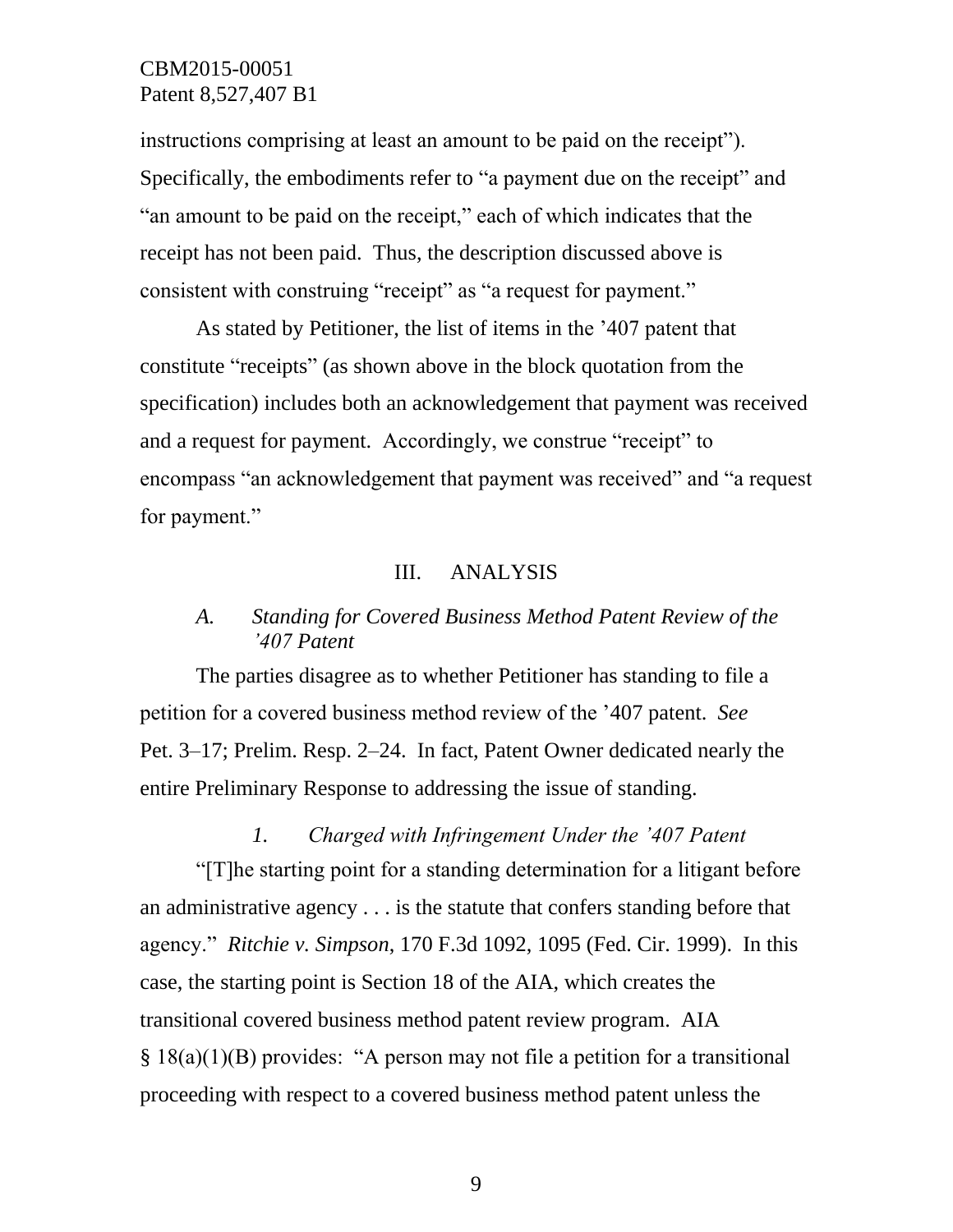instructions comprising at least an amount to be paid on the receipt"). Specifically, the embodiments refer to "a payment due on the receipt" and "an amount to be paid on the receipt," each of which indicates that the receipt has not been paid. Thus, the description discussed above is consistent with construing "receipt" as "a request for payment."

As stated by Petitioner, the list of items in the '407 patent that constitute "receipts" (as shown above in the block quotation from the specification) includes both an acknowledgement that payment was received and a request for payment. Accordingly, we construe "receipt" to encompass "an acknowledgement that payment was received" and "a request for payment."

## III. ANALYSIS

### *A. Standing for Covered Business Method Patent Review of the '407 Patent*

The parties disagree as to whether Petitioner has standing to file a petition for a covered business method review of the '407 patent. *See* Pet. 3–17; Prelim. Resp. 2–24. In fact, Patent Owner dedicated nearly the entire Preliminary Response to addressing the issue of standing.

#### *1. Charged with Infringement Under the '407 Patent*

"[T]he starting point for a standing determination for a litigant before an administrative agency . . . is the statute that confers standing before that agency." *Ritchie v. Simpson*, 170 F.3d 1092, 1095 (Fed. Cir. 1999). In this case, the starting point is Section 18 of the AIA, which creates the transitional covered business method patent review program. AIA § 18(a)(1)(B) provides: "A person may not file a petition for a transitional proceeding with respect to a covered business method patent unless the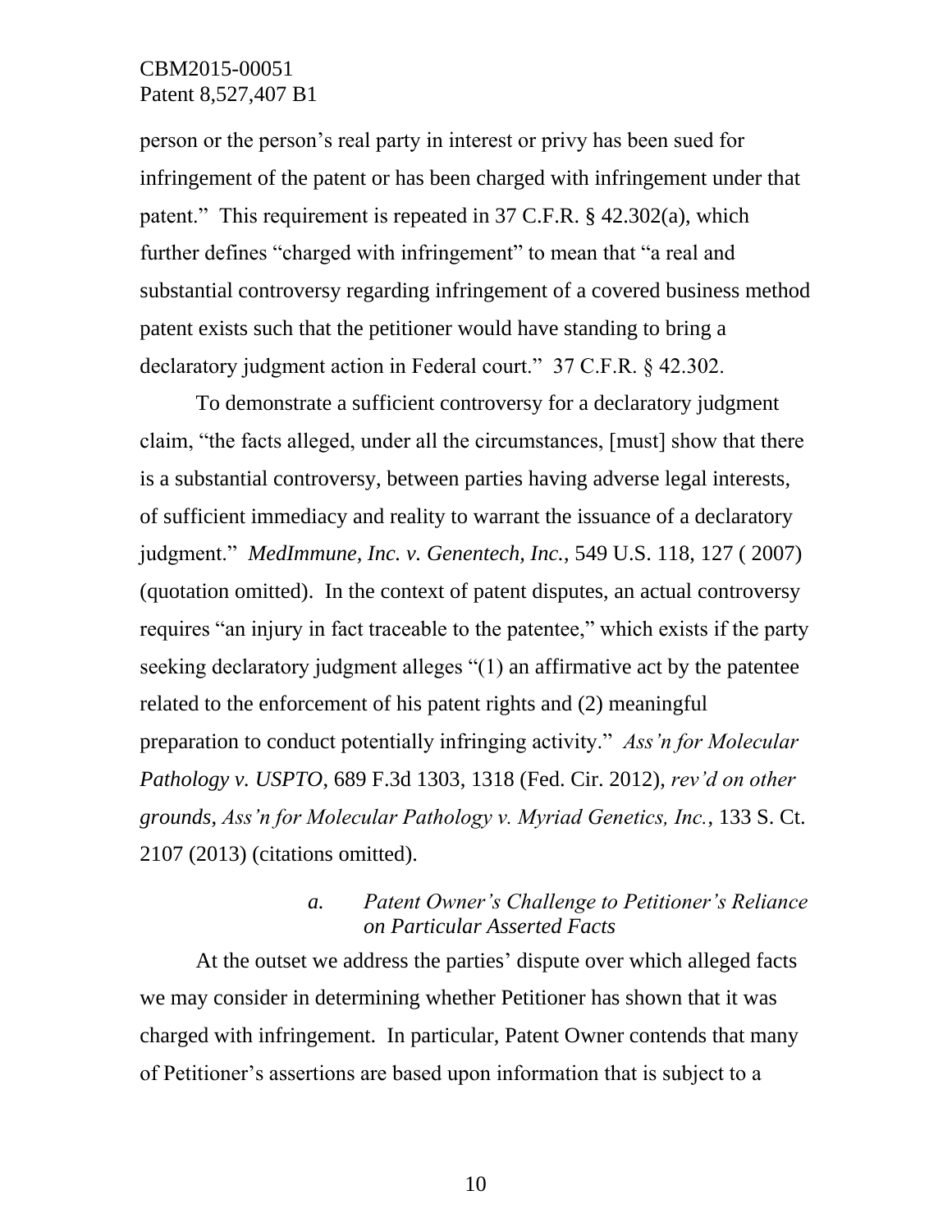person or the person's real party in interest or privy has been sued for infringement of the patent or has been charged with infringement under that patent." This requirement is repeated in 37 C.F.R. § 42.302(a), which further defines "charged with infringement" to mean that "a real and substantial controversy regarding infringement of a covered business method patent exists such that the petitioner would have standing to bring a declaratory judgment action in Federal court." 37 C.F.R. § 42.302.

To demonstrate a sufficient controversy for a declaratory judgment claim, "the facts alleged, under all the circumstances, [must] show that there is a substantial controversy, between parties having adverse legal interests, of sufficient immediacy and reality to warrant the issuance of a declaratory judgment." *MedImmune, Inc. v. Genentech, Inc.*, 549 U.S. 118, 127 ( 2007) (quotation omitted). In the context of patent disputes, an actual controversy requires "an injury in fact traceable to the patentee," which exists if the party seeking declaratory judgment alleges "(1) an affirmative act by the patentee related to the enforcement of his patent rights and (2) meaningful preparation to conduct potentially infringing activity." *Ass'n for Molecular Pathology v. USPTO*, 689 F.3d 1303, 1318 (Fed. Cir. 2012), *rev'd on other grounds*, *Ass'n for Molecular Pathology v. Myriad Genetics, Inc.*, 133 S. Ct. 2107 (2013) (citations omitted).

#### *a. Patent Owner's Challenge to Petitioner's Reliance on Particular Asserted Facts*

At the outset we address the parties' dispute over which alleged facts we may consider in determining whether Petitioner has shown that it was charged with infringement. In particular, Patent Owner contends that many of Petitioner's assertions are based upon information that is subject to a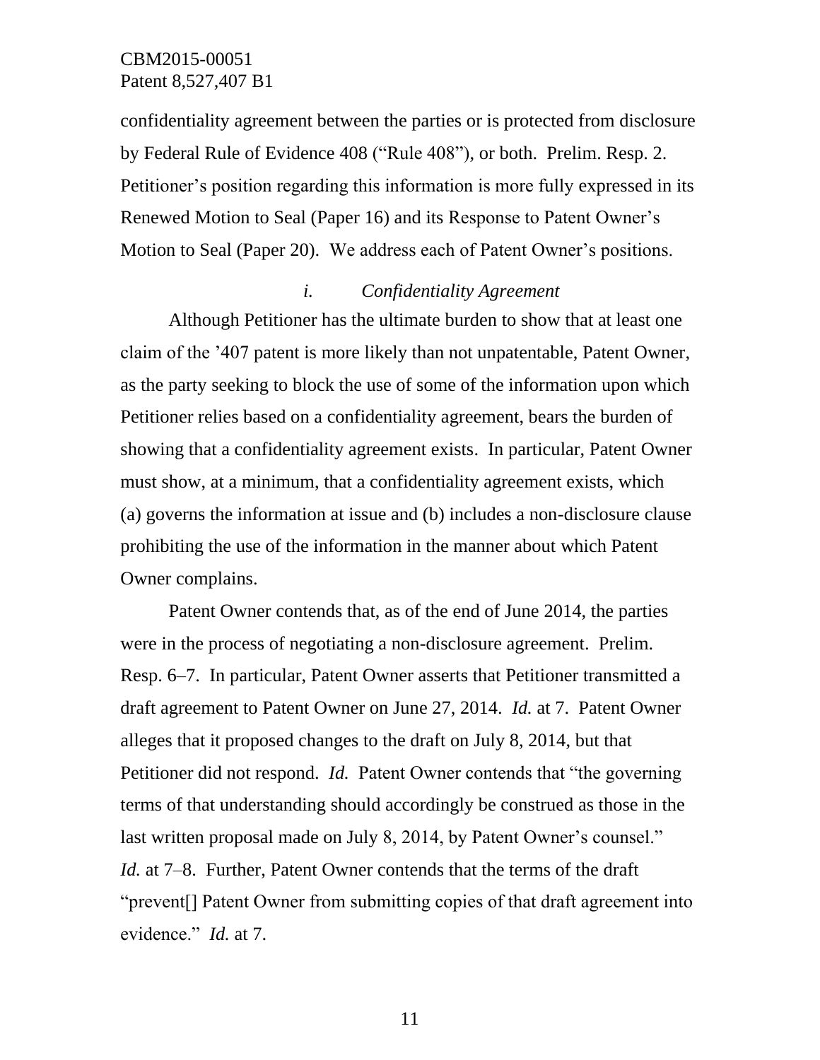confidentiality agreement between the parties or is protected from disclosure by Federal Rule of Evidence 408 (“Rule 408”), or both. Prelim. Resp. 2. Petitioner’s position regarding this information is more fully expressed in its Renewed Motion to Seal (Paper 16) and its Response to Patent Owner’s Motion to Seal (Paper 20). We address each of Patent Owner’s positions.

*i. Confidentiality Agreement*

Although Petitioner has the ultimate burden to show that at least one claim of the ’407 patent is more likely than not unpatentable, Patent Owner, as the party seeking to block the use of some of the information upon which Petitioner relies based on a confidentiality agreement, bears the burden of showing that a confidentiality agreement exists. In particular, Patent Owner must show, at a minimum, that a confidentiality agreement exists, which (a) governs the information at issue and (b) includes a non-disclosure clause prohibiting the use of the information in the manner about which Patent Owner complains.

Patent Owner contends that, as of the end of June 2014, the parties were in the process of negotiating a non-disclosure agreement. Prelim. Resp. 6–7. In particular, Patent Owner asserts that Petitioner transmitted a draft agreement to Patent Owner on June 27, 2014. *Id.* at 7. Patent Owner alleges that it proposed changes to the draft on July 8, 2014, but that Petitioner did not respond. *Id.* Patent Owner contends that “the governing terms of that understanding should accordingly be construed as those in the last written proposal made on July 8, 2014, by Patent Owner’s counsel.” *Id.* at 7–8. Further, Patent Owner contends that the terms of the draft “prevent[] Patent Owner from submitting copies of that draft agreement into evidence.” *Id.* at 7.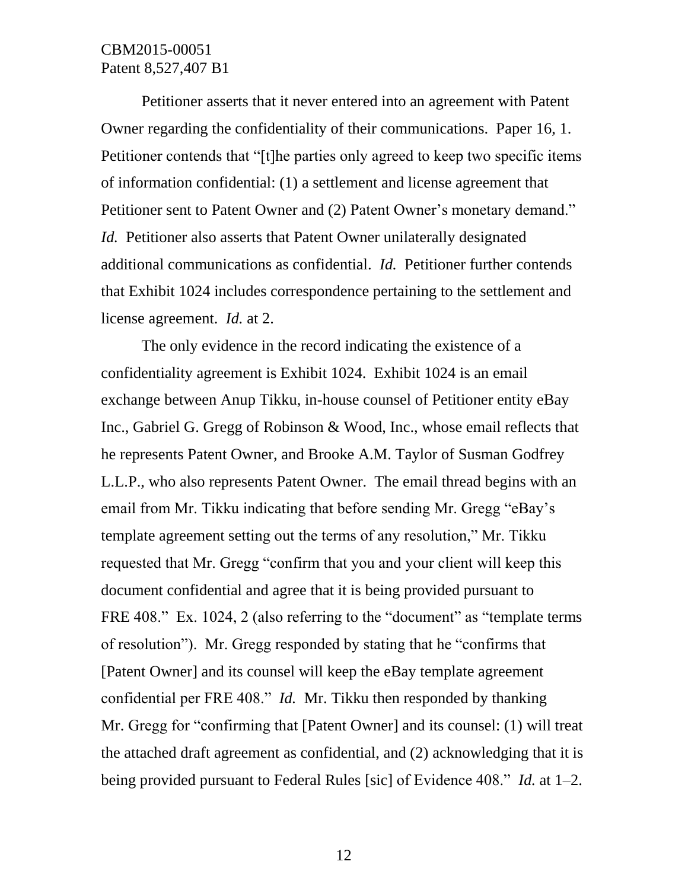Petitioner asserts that it never entered into an agreement with Patent Owner regarding the confidentiality of their communications. Paper 16, 1. Petitioner contends that "[t]he parties only agreed to keep two specific items of information confidential: (1) a settlement and license agreement that Petitioner sent to Patent Owner and (2) Patent Owner's monetary demand." *Id.* Petitioner also asserts that Patent Owner unilaterally designated additional communications as confidential. *Id.* Petitioner further contends that Exhibit 1024 includes correspondence pertaining to the settlement and license agreement. *Id.* at 2.

The only evidence in the record indicating the existence of a confidentiality agreement is Exhibit 1024. Exhibit 1024 is an email exchange between Anup Tikku, in-house counsel of Petitioner entity eBay Inc., Gabriel G. Gregg of Robinson & Wood, Inc., whose email reflects that he represents Patent Owner, and Brooke A.M. Taylor of Susman Godfrey L.L.P., who also represents Patent Owner. The email thread begins with an email from Mr. Tikku indicating that before sending Mr. Gregg "eBay's template agreement setting out the terms of any resolution," Mr. Tikku requested that Mr. Gregg "confirm that you and your client will keep this document confidential and agree that it is being provided pursuant to FRE 408." Ex. 1024, 2 (also referring to the "document" as "template terms of resolution"). Mr. Gregg responded by stating that he "confirms that [Patent Owner] and its counsel will keep the eBay template agreement confidential per FRE 408." *Id.* Mr. Tikku then responded by thanking Mr. Gregg for "confirming that [Patent Owner] and its counsel: (1) will treat the attached draft agreement as confidential, and (2) acknowledging that it is being provided pursuant to Federal Rules [sic] of Evidence 408." *Id.* at 1–2.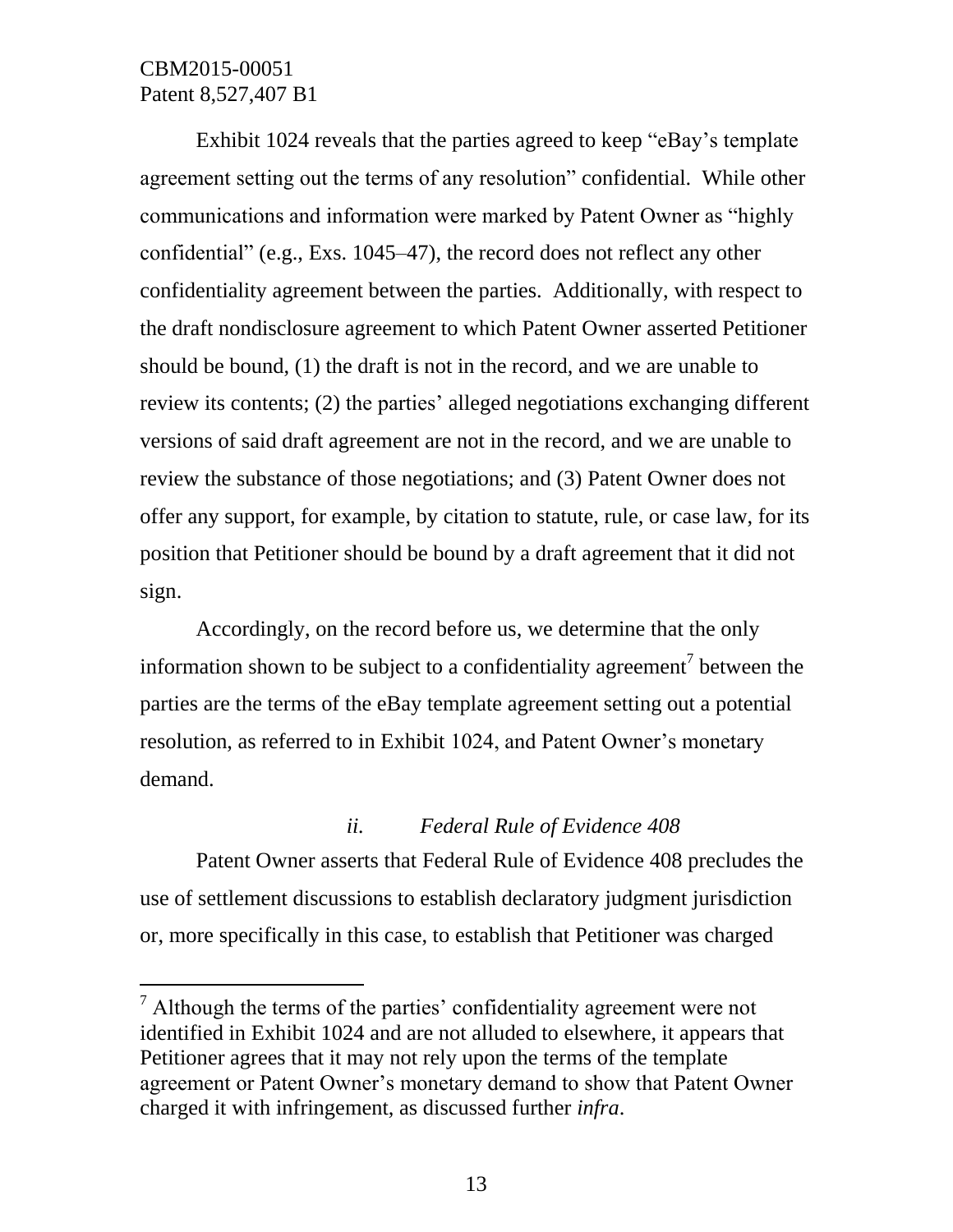Exhibit 1024 reveals that the parties agreed to keep "eBay's template agreement setting out the terms of any resolution" confidential. While other communications and information were marked by Patent Owner as "highly confidential" (e.g., Exs. 1045–47), the record does not reflect any other confidentiality agreement between the parties. Additionally, with respect to the draft nondisclosure agreement to which Patent Owner asserted Petitioner should be bound, (1) the draft is not in the record, and we are unable to review its contents; (2) the parties' alleged negotiations exchanging different versions of said draft agreement are not in the record, and we are unable to review the substance of those negotiations; and (3) Patent Owner does not offer any support, for example, by citation to statute, rule, or case law, for its position that Petitioner should be bound by a draft agreement that it did not sign.

Accordingly, on the record before us, we determine that the only information shown to be subject to a confidentiality agreement[7] between the parties are the terms of the eBay template agreement setting out a potential resolution, as referred to in Exhibit 1024, and Patent Owner's monetary demand.

### *ii. Federal Rule of Evidence 408*

Patent Owner asserts that Federal Rule of Evidence 408 precludes the use of settlement discussions to establish declaratory judgment jurisdiction or, more specifically in this case, to establish that Petitioner was charged

---

[7] Although the terms of the parties' confidentiality agreement were not identified in Exhibit 1024 and are not alluded to elsewhere, it appears that Petitioner agrees that it may not rely upon the terms of the template agreement or Patent Owner's monetary demand to show that Patent Owner charged it with infringement, as discussed further *infra*.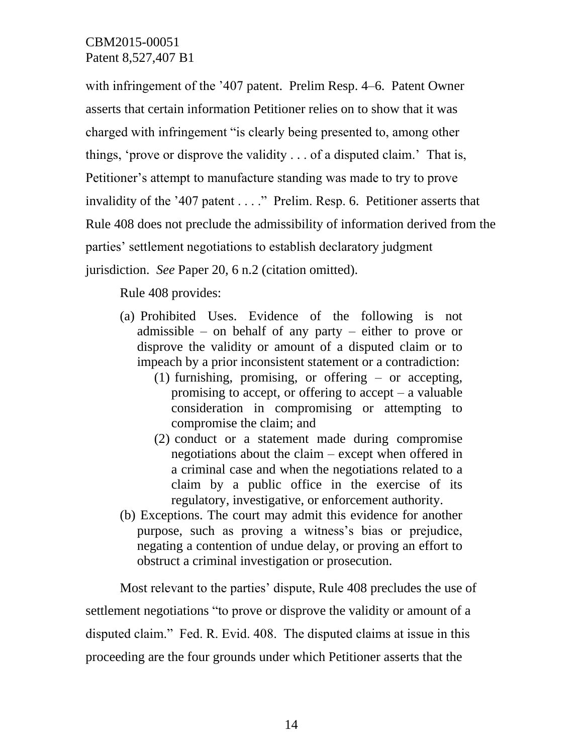with infringement of the '407 patent. Prelim Resp. 4–6. Patent Owner asserts that certain information Petitioner relies on to show that it was charged with infringement "is clearly being presented to, among other things, 'prove or disprove the validity . . . of a disputed claim.' That is, Petitioner's attempt to manufacture standing was made to try to prove invalidity of the '407 patent . . . ." Prelim. Resp. 6. Petitioner asserts that Rule 408 does not preclude the admissibility of information derived from the parties' settlement negotiations to establish declaratory judgment jurisdiction. *See* Paper 20, 6 n.2 (citation omitted).

Rule 408 provides:

> (a) Prohibited Uses. Evidence of the following is not admissible – on behalf of any party – either to prove or disprove the validity or amount of a disputed claim or to impeach by a prior inconsistent statement or a contradiction:
>
> (1) furnishing, promising, or offering – or accepting, promising to accept, or offering to accept – a valuable consideration in compromising or attempting to compromise the claim; and
>
> (2) conduct or a statement made during compromise negotiations about the claim – except when offered in a criminal case and when the negotiations related to a claim by a public office in the exercise of its regulatory, investigative, or enforcement authority.
>
> (b) Exceptions. The court may admit this evidence for another purpose, such as proving a witness's bias or prejudice, negating a contention of undue delay, or proving an effort to obstruct a criminal investigation or prosecution.

Most relevant to the parties' dispute, Rule 408 precludes the use of settlement negotiations "to prove or disprove the validity or amount of a disputed claim." Fed. R. Evid. 408. The disputed claims at issue in this proceeding are the four grounds under which Petitioner asserts that the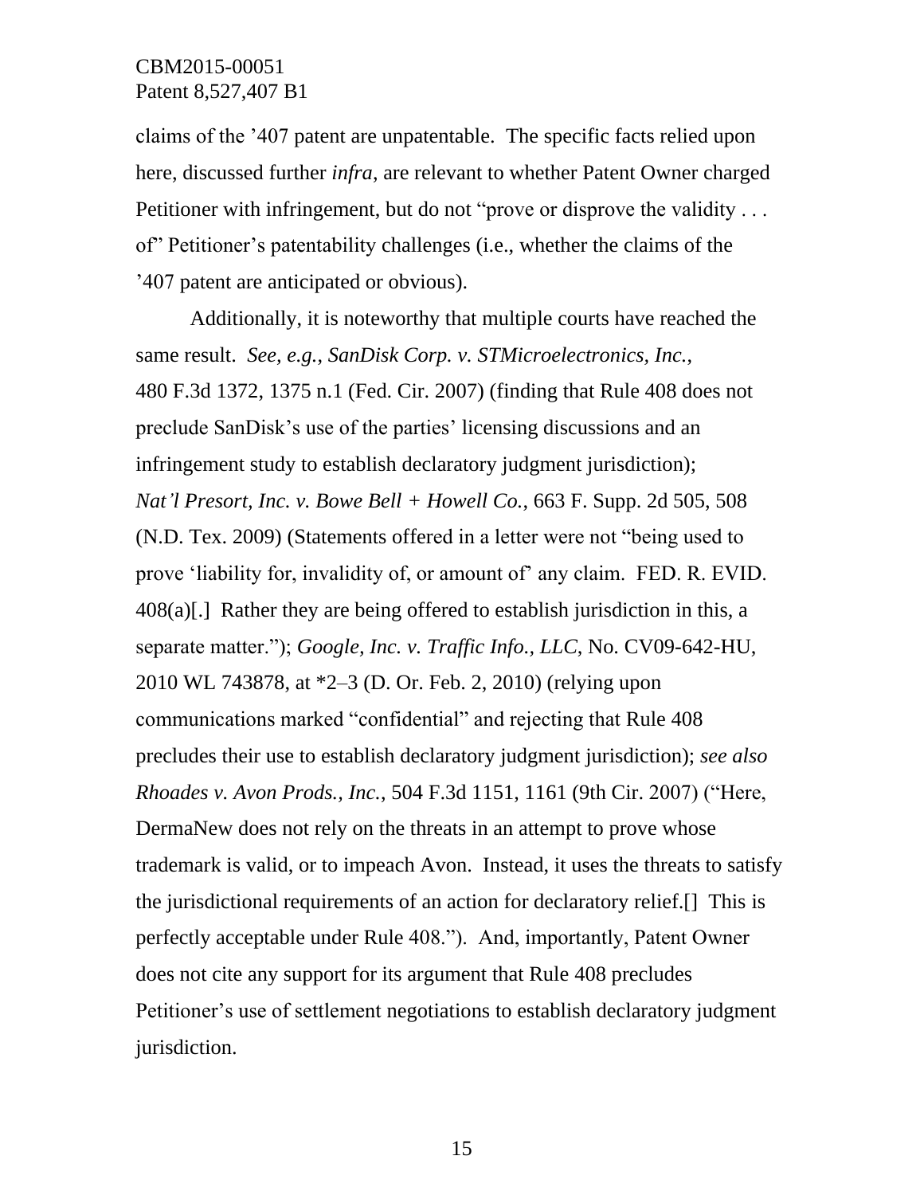claims of the ’407 patent are unpatentable. The specific facts relied upon here, discussed further *infra*, are relevant to whether Patent Owner charged Petitioner with infringement, but do not “prove or disprove the validity . . . of” Petitioner’s patentability challenges (i.e., whether the claims of the ’407 patent are anticipated or obvious).

Additionally, it is noteworthy that multiple courts have reached the same result. *See, e.g.*, *SanDisk Corp. v. STMicroelectronics, Inc.*, 480 F.3d 1372, 1375 n.1 (Fed. Cir. 2007) (finding that Rule 408 does not preclude SanDisk’s use of the parties’ licensing discussions and an infringement study to establish declaratory judgment jurisdiction); *Nat’l Presort, Inc. v. Bowe Bell + Howell Co.*, 663 F. Supp. 2d 505, 508 (N.D. Tex. 2009) (Statements offered in a letter were not “being used to prove ‘liability for, invalidity of, or amount of’ any claim. FED. R. EVID. 408(a)[.] Rather they are being offered to establish jurisdiction in this, a separate matter.”); *Google, Inc. v. Traffic Info., LLC*, No. CV09-642-HU, 2010 WL 743878, at *2–3 (D. Or. Feb. 2, 2010) (relying upon communications marked “confidential” and rejecting that Rule 408 precludes their use to establish declaratory judgment jurisdiction); *see also Rhoades v. Avon Prods., Inc.*, 504 F.3d 1151, 1161 (9th Cir. 2007) (“Here, DermaNew does not rely on the threats in an attempt to prove whose trademark is valid, or to impeach Avon. Instead, it uses the threats to satisfy the jurisdictional requirements of an action for declaratory relief.[] This is perfectly acceptable under Rule 408.”). And, importantly, Patent Owner does not cite any support for its argument that Rule 408 precludes Petitioner’s use of settlement negotiations to establish declaratory judgment jurisdiction.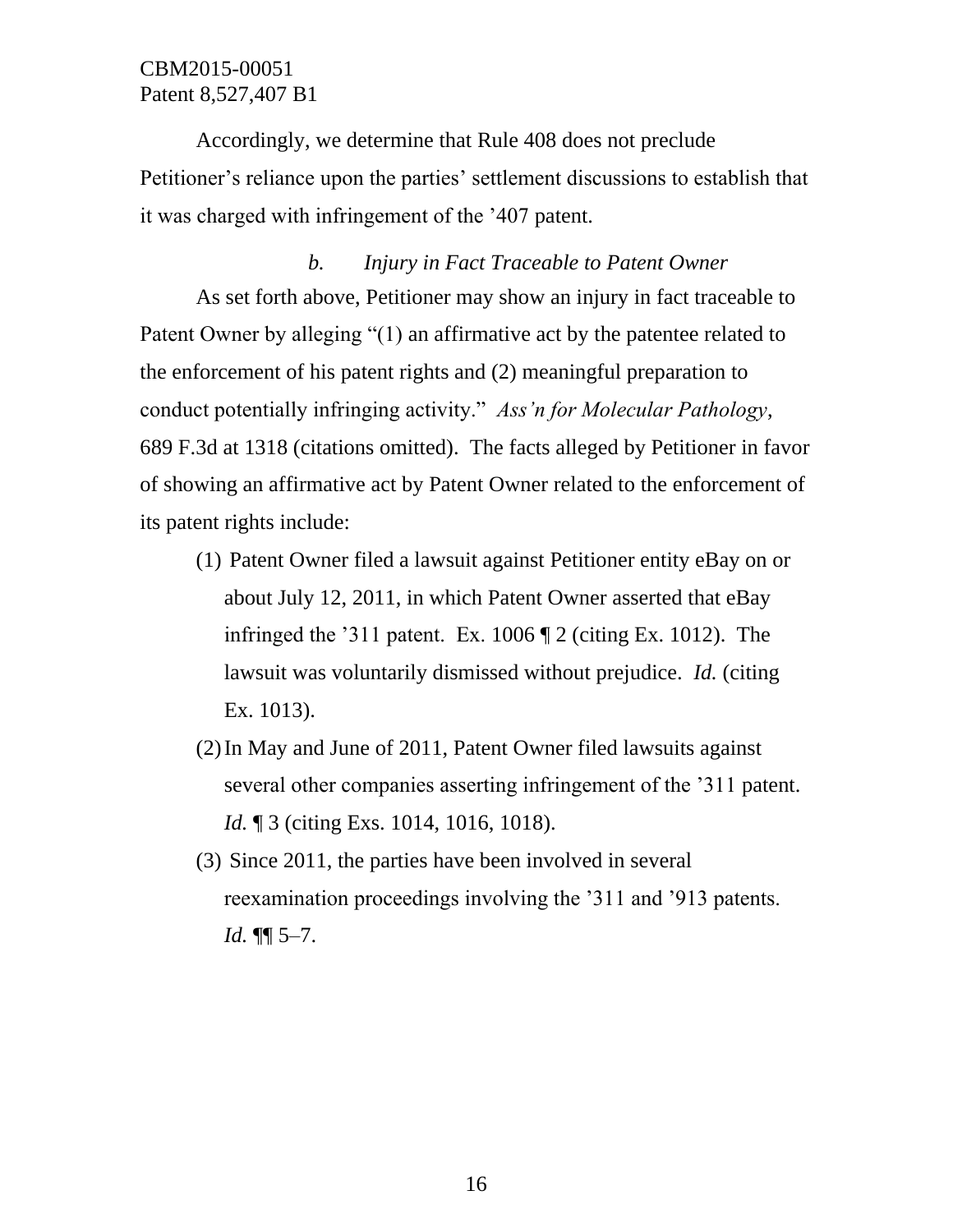Accordingly, we determine that Rule 408 does not preclude Petitioner's reliance upon the parties' settlement discussions to establish that it was charged with infringement of the '407 patent.

#### *b. Injury in Fact Traceable to Patent Owner*

As set forth above, Petitioner may show an injury in fact traceable to Patent Owner by alleging "(1) an affirmative act by the patentee related to the enforcement of his patent rights and (2) meaningful preparation to conduct potentially infringing activity." *Ass'n for Molecular Pathology*, 689 F.3d at 1318 (citations omitted). The facts alleged by Petitioner in favor of showing an affirmative act by Patent Owner related to the enforcement of its patent rights include:

(1) Patent Owner filed a lawsuit against Petitioner entity eBay on or about July 12, 2011, in which Patent Owner asserted that eBay infringed the '311 patent. Ex. 1006 ¶ 2 (citing Ex. 1012). The lawsuit was voluntarily dismissed without prejudice. *Id.* (citing Ex. 1013).

(2) In May and June of 2011, Patent Owner filed lawsuits against several other companies asserting infringement of the '311 patent. *Id.* ¶ 3 (citing Exs. 1014, 1016, 1018).

(3) Since 2011, the parties have been involved in several reexamination proceedings involving the '311 and '913 patents. *Id.* ¶¶ 5–7.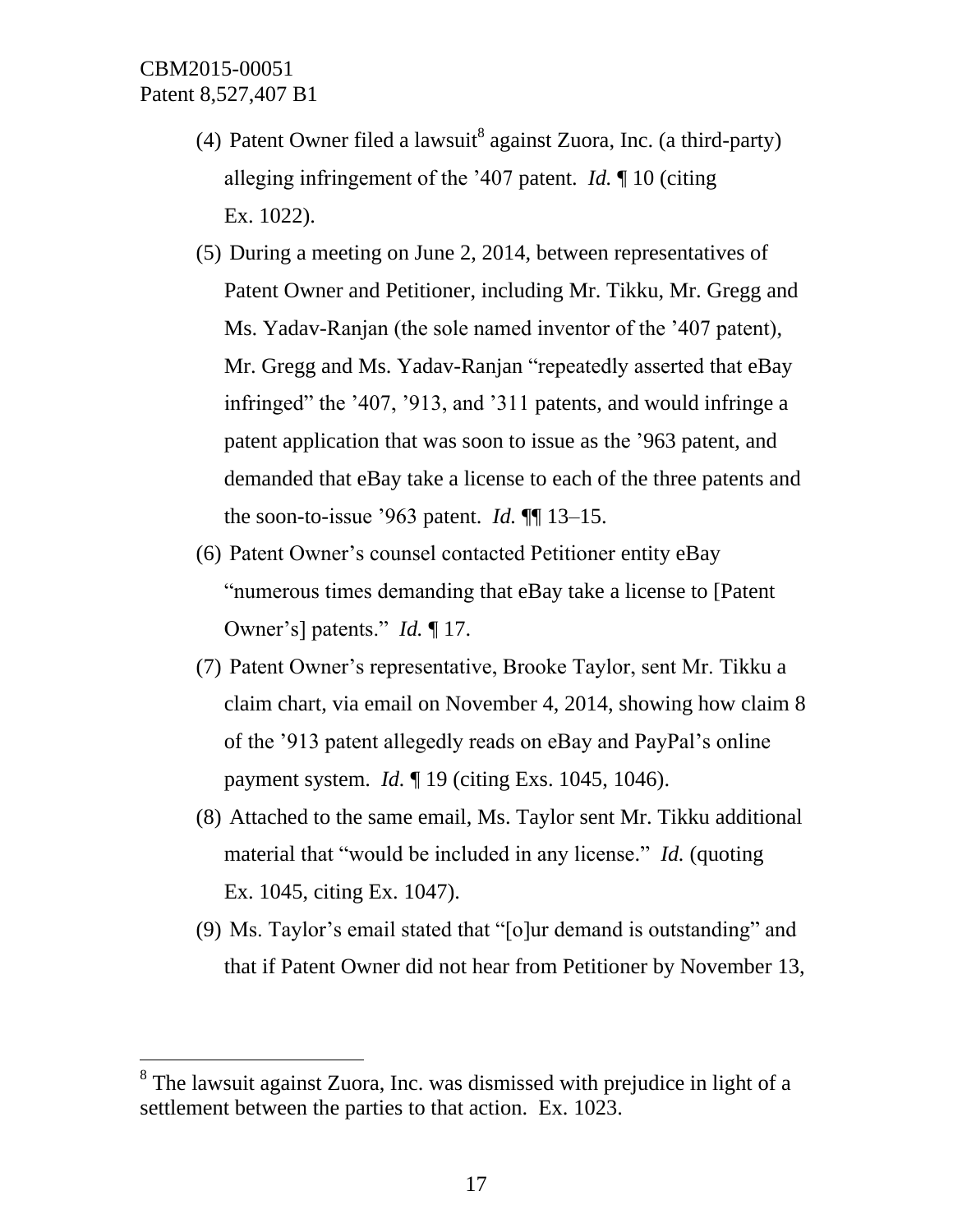(4) Patent Owner filed a lawsuit[8] against Zuora, Inc. (a third-party) alleging infringement of the ’407 patent. *Id.* ¶ 10 (citing Ex. 1022).

(5) During a meeting on June 2, 2014, between representatives of Patent Owner and Petitioner, including Mr. Tikku, Mr. Gregg and Ms. Yadav-Ranjan (the sole named inventor of the ’407 patent), Mr. Gregg and Ms. Yadav-Ranjan “repeatedly asserted that eBay infringed” the ’407, ’913, and ’311 patents, and would infringe a patent application that was soon to issue as the ’963 patent, and demanded that eBay take a license to each of the three patents and the soon-to-issue ’963 patent. *Id.* ¶¶ 13–15.

(6) Patent Owner’s counsel contacted Petitioner entity eBay “numerous times demanding that eBay take a license to [Patent Owner’s] patents.” *Id.* ¶ 17.

(7) Patent Owner’s representative, Brooke Taylor, sent Mr. Tikku a claim chart, via email on November 4, 2014, showing how claim 8 of the ’913 patent allegedly reads on eBay and PayPal’s online payment system. *Id.* ¶ 19 (citing Exs. 1045, 1046).

(8) Attached to the same email, Ms. Taylor sent Mr. Tikku additional material that “would be included in any license.” *Id.* (quoting Ex. 1045, citing Ex. 1047).

(9) Ms. Taylor’s email stated that “[o]ur demand is outstanding” and that if Patent Owner did not hear from Petitioner by November 13,

[8] The lawsuit against Zuora, Inc. was dismissed with prejudice in light of a settlement between the parties to that action. Ex. 1023.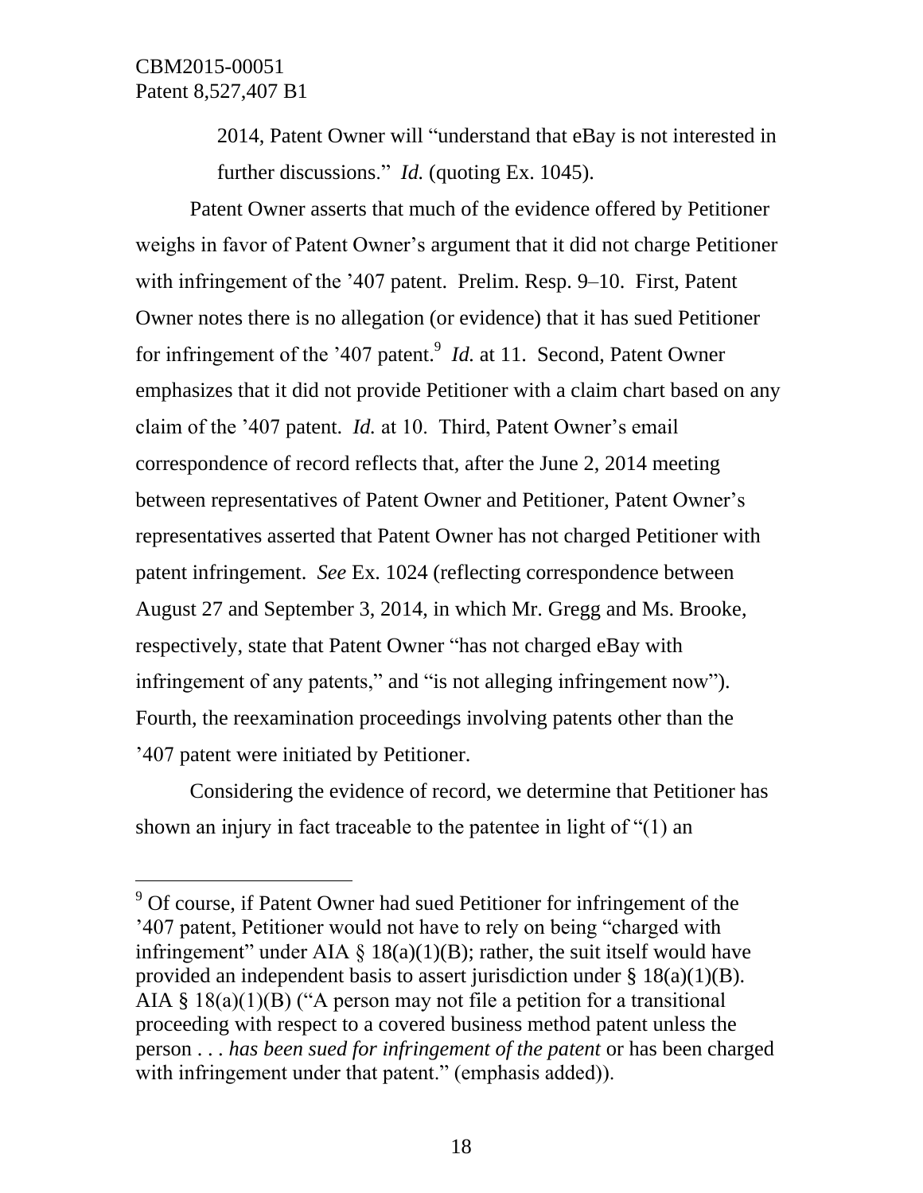2014, Patent Owner will "understand that eBay is not interested in further discussions." *Id.* (quoting Ex. 1045).

Patent Owner asserts that much of the evidence offered by Petitioner weighs in favor of Patent Owner's argument that it did not charge Petitioner with infringement of the '407 patent. Prelim. Resp. 9–10. First, Patent Owner notes there is no allegation (or evidence) that it has sued Petitioner for infringement of the '407 patent.[9] *Id.* at 11. Second, Patent Owner emphasizes that it did not provide Petitioner with a claim chart based on any claim of the '407 patent. *Id.* at 10. Third, Patent Owner's email correspondence of record reflects that, after the June 2, 2014 meeting between representatives of Patent Owner and Petitioner, Patent Owner's representatives asserted that Patent Owner has not charged Petitioner with patent infringement. *See* Ex. 1024 (reflecting correspondence between August 27 and September 3, 2014, in which Mr. Gregg and Ms. Brooke, respectively, state that Patent Owner "has not charged eBay with infringement of any patents," and "is not alleging infringement now"). Fourth, the reexamination proceedings involving patents other than the '407 patent were initiated by Petitioner.

Considering the evidence of record, we determine that Petitioner has shown an injury in fact traceable to the patentee in light of "(1) an

---

[9] Of course, if Patent Owner had sued Petitioner for infringement of the '407 patent, Petitioner would not have to rely on being "charged with infringement" under AIA § 18(a)(1)(B); rather, the suit itself would have provided an independent basis to assert jurisdiction under § 18(a)(1)(B). AIA § 18(a)(1)(B) ("A person may not file a petition for a transitional proceeding with respect to a covered business method patent unless the person . . . *has been sued for infringement of the patent* or has been charged with infringement under that patent." (emphasis added)).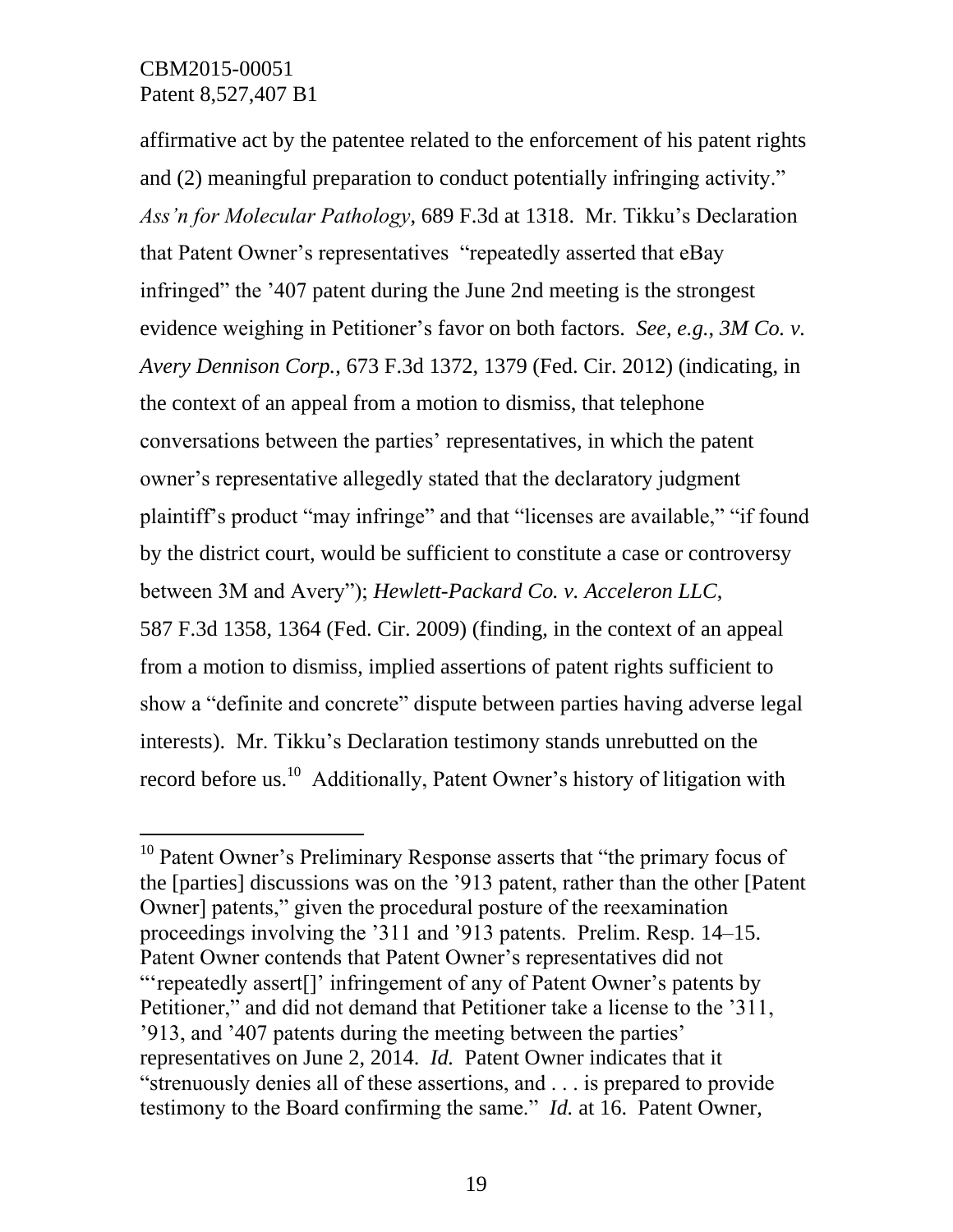affirmative act by the patentee related to the enforcement of his patent rights and (2) meaningful preparation to conduct potentially infringing activity." *Ass'n for Molecular Pathology*, 689 F.3d at 1318. Mr. Tikku's Declaration that Patent Owner's representatives "repeatedly asserted that eBay infringed" the '407 patent during the June 2nd meeting is the strongest evidence weighing in Petitioner's favor on both factors. *See, e.g., 3M Co. v. Avery Dennison Corp.*, 673 F.3d 1372, 1379 (Fed. Cir. 2012) (indicating, in the context of an appeal from a motion to dismiss, that telephone conversations between the parties' representatives, in which the patent owner's representative allegedly stated that the declaratory judgment plaintiff's product "may infringe" and that "licenses are available," "if found by the district court, would be sufficient to constitute a case or controversy between 3M and Avery"); *Hewlett-Packard Co. v. Acceleron LLC*, 587 F.3d 1358, 1364 (Fed. Cir. 2009) (finding, in the context of an appeal from a motion to dismiss, implied assertions of patent rights sufficient to show a "definite and concrete" dispute between parties having adverse legal interests). Mr. Tikku's Declaration testimony stands unrebutted on the record before us.[10] Additionally, Patent Owner's history of litigation with

---

[10] Patent Owner's Preliminary Response asserts that "the primary focus of the [parties] discussions was on the '913 patent, rather than the other [Patent Owner] patents," given the procedural posture of the reexamination proceedings involving the '311 and '913 patents. Prelim. Resp. 14–15. Patent Owner contends that Patent Owner's representatives did not "'repeatedly assert[]' infringement of any of Patent Owner's patents by Petitioner," and did not demand that Petitioner take a license to the '311, '913, and '407 patents during the meeting between the parties' representatives on June 2, 2014. *Id.* Patent Owner indicates that it "strenuously denies all of these assertions, and . . . is prepared to provide testimony to the Board confirming the same." *Id.* at 16. Patent Owner,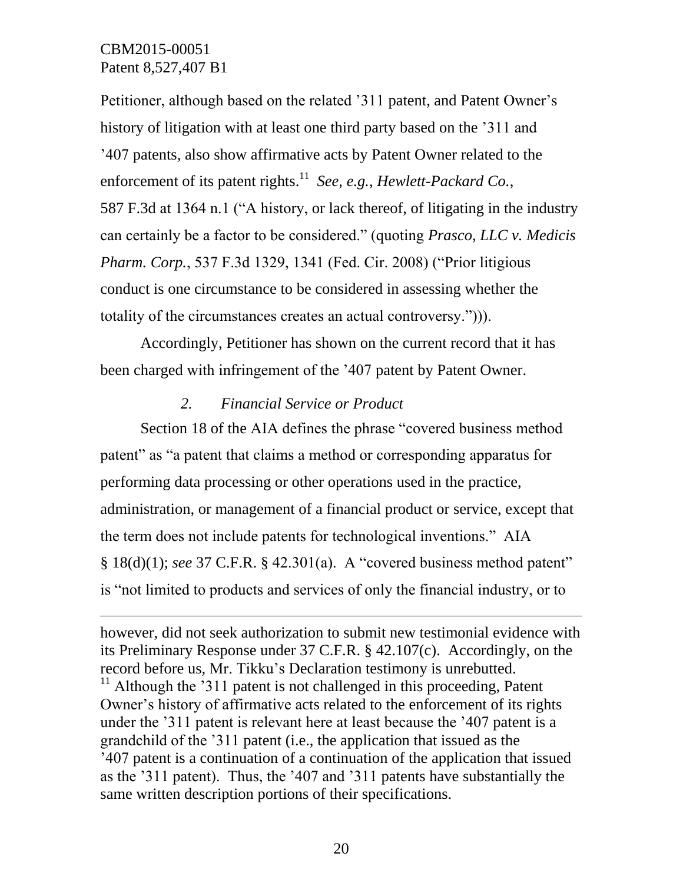Petitioner, although based on the related '311 patent, and Patent Owner's history of litigation with at least one third party based on the '311 and '407 patents, also show affirmative acts by Patent Owner related to the enforcement of its patent rights.[11] *See, e.g., Hewlett-Packard Co.*, 587 F.3d at 1364 n.1 ("A history, or lack thereof, of litigating in the industry can certainly be a factor to be considered." (quoting *Prasco, LLC v. Medicis Pharm. Corp.*, 537 F.3d 1329, 1341 (Fed. Cir. 2008) ("Prior litigious conduct is one circumstance to be considered in assessing whether the totality of the circumstances creates an actual controversy."))).

Accordingly, Petitioner has shown on the current record that it has been charged with infringement of the '407 patent by Patent Owner.

### *2. Financial Service or Product*

Section 18 of the AIA defines the phrase "covered business method patent" as "a patent that claims a method or corresponding apparatus for performing data processing or other operations used in the practice, administration, or management of a financial product or service, except that the term does not include patents for technological inventions." AIA § 18(d)(1); *see* 37 C.F.R. § 42.301(a). A "covered business method patent" is "not limited to products and services of only the financial industry, or to

---

however, did not seek authorization to submit new testimonial evidence with its Preliminary Response under 37 C.F.R. § 42.107(c). Accordingly, on the record before us, Mr. Tikku's Declaration testimony is unrebutted.

[11] Although the '311 patent is not challenged in this proceeding, Patent Owner's history of affirmative acts related to the enforcement of its rights under the '311 patent is relevant here at least because the '407 patent is a grandchild of the '311 patent (i.e., the application that issued as the '407 patent is a continuation of a continuation of the application that issued as the '311 patent). Thus, the '407 and '311 patents have substantially the same written description portions of their specifications.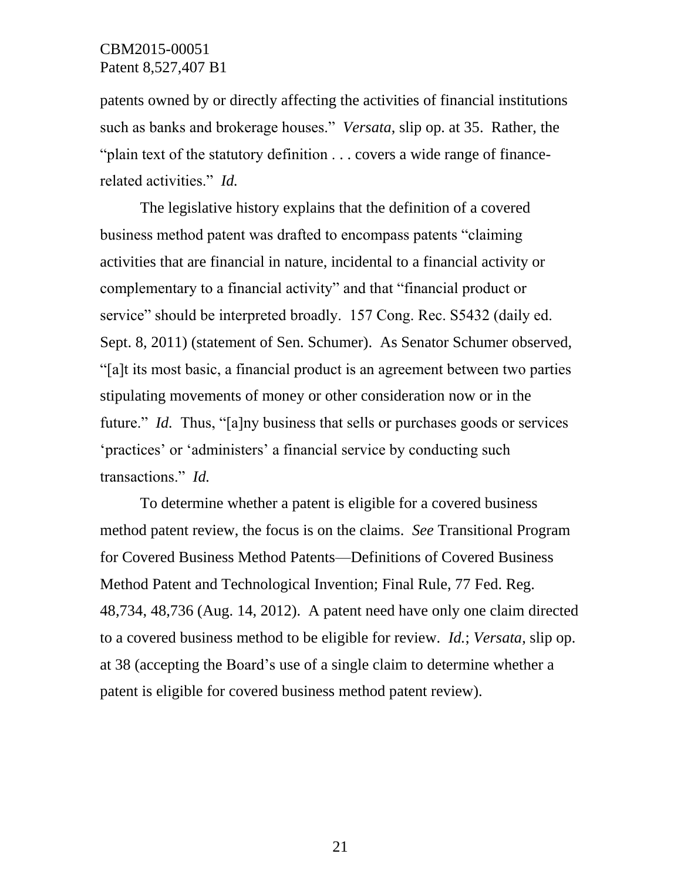patents owned by or directly affecting the activities of financial institutions such as banks and brokerage houses." *Versata*, slip op. at 35. Rather, the "plain text of the statutory definition . . . covers a wide range of finance-related activities." *Id.*

The legislative history explains that the definition of a covered business method patent was drafted to encompass patents "claiming activities that are financial in nature, incidental to a financial activity or complementary to a financial activity" and that "financial product or service" should be interpreted broadly. 157 Cong. Rec. S5432 (daily ed. Sept. 8, 2011) (statement of Sen. Schumer). As Senator Schumer observed, "[a]t its most basic, a financial product is an agreement between two parties stipulating movements of money or other consideration now or in the future." *Id.* Thus, "[a]ny business that sells or purchases goods or services 'practices' or 'administers' a financial service by conducting such transactions." *Id.*

To determine whether a patent is eligible for a covered business method patent review, the focus is on the claims. *See* Transitional Program for Covered Business Method Patents—Definitions of Covered Business Method Patent and Technological Invention; Final Rule, 77 Fed. Reg. 48,734, 48,736 (Aug. 14, 2012). A patent need have only one claim directed to a covered business method to be eligible for review. *Id.*; *Versata*, slip op. at 38 (accepting the Board's use of a single claim to determine whether a patent is eligible for covered business method patent review).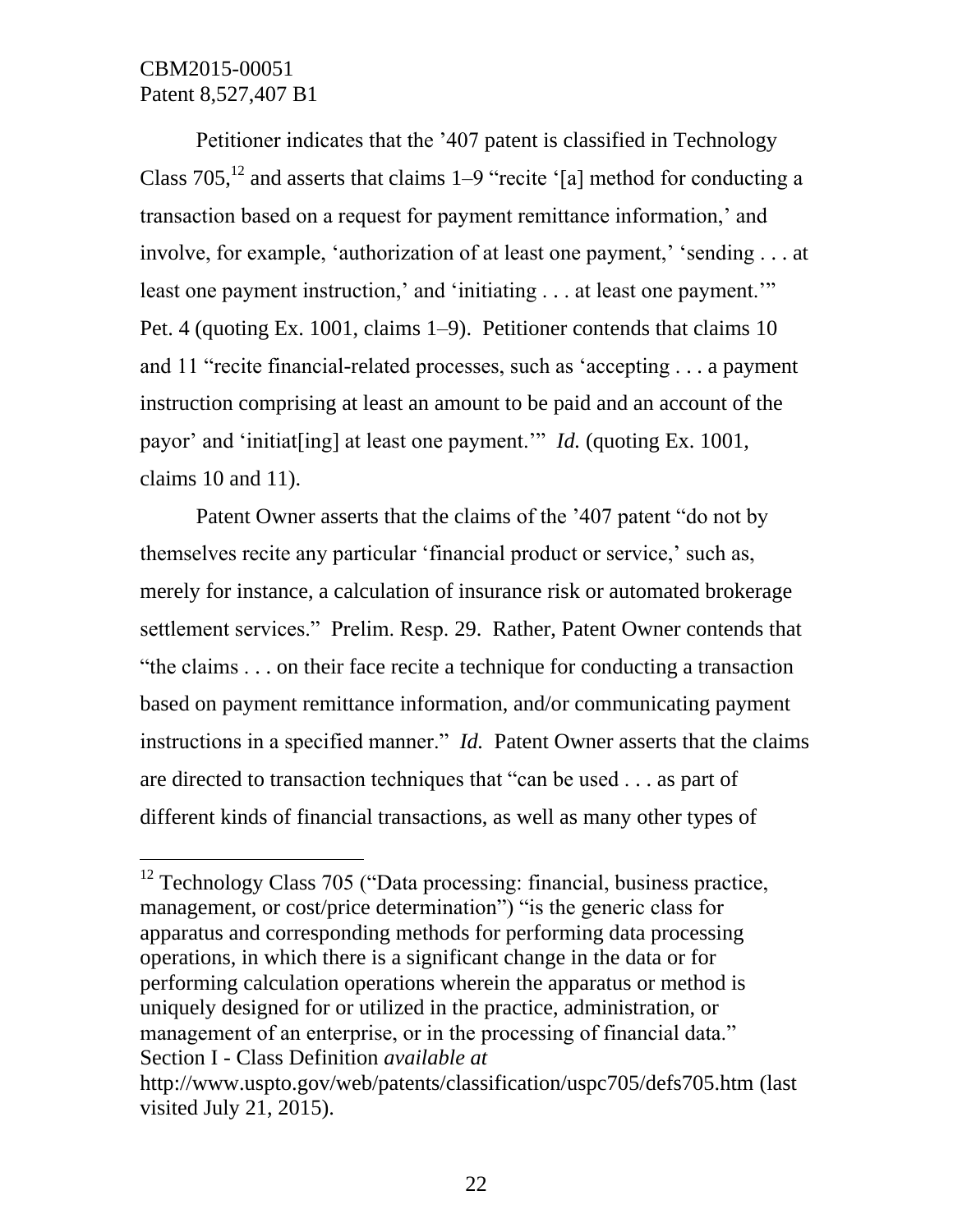Petitioner indicates that the ’407 patent is classified in Technology Class 705,[12] and asserts that claims 1–9 “recite ‘[a] method for conducting a transaction based on a request for payment remittance information,’ and involve, for example, ‘authorization of at least one payment,’ ‘sending . . . at least one payment instruction,’ and ‘initiating . . . at least one payment.’” Pet. 4 (quoting Ex. 1001, claims 1–9). Petitioner contends that claims 10 and 11 “recite financial-related processes, such as ‘accepting . . . a payment instruction comprising at least an amount to be paid and an account of the payor’ and ‘initiat[ing] at least one payment.’” *Id.* (quoting Ex. 1001, claims 10 and 11).

Patent Owner asserts that the claims of the ’407 patent “do not by themselves recite any particular ‘financial product or service,’ such as, merely for instance, a calculation of insurance risk or automated brokerage settlement services.” Prelim. Resp. 29. Rather, Patent Owner contends that “the claims . . . on their face recite a technique for conducting a transaction based on payment remittance information, and/or communicating payment instructions in a specified manner.” *Id.* Patent Owner asserts that the claims are directed to transaction techniques that “can be used . . . as part of different kinds of financial transactions, as well as many other types of

---

[12] Technology Class 705 (“Data processing: financial, business practice, management, or cost/price determination”) “is the generic class for apparatus and corresponding methods for performing data processing operations, in which there is a significant change in the data or for performing calculation operations wherein the apparatus or method is uniquely designed for or utilized in the practice, administration, or management of an enterprise, or in the processing of financial data.” Section I - Class Definition *available at* http://www.uspto.gov/web/patents/classification/uspc705/defs705.htm (last visited July 21, 2015).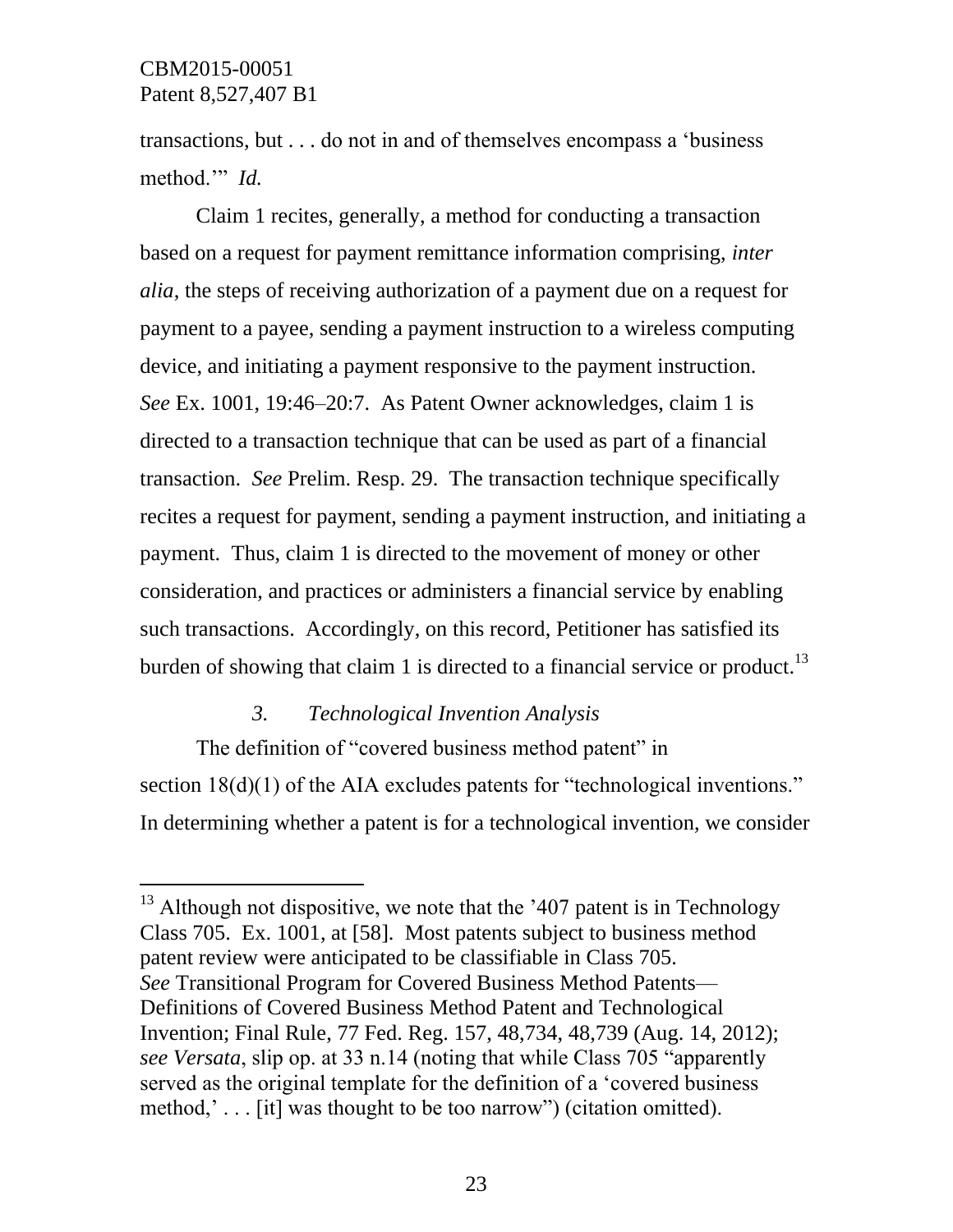transactions, but . . . do not in and of themselves encompass a 'business method.'" *Id.*

Claim 1 recites, generally, a method for conducting a transaction based on a request for payment remittance information comprising, *inter alia*, the steps of receiving authorization of a payment due on a request for payment to a payee, sending a payment instruction to a wireless computing device, and initiating a payment responsive to the payment instruction. *See* Ex. 1001, 19:46–20:7. As Patent Owner acknowledges, claim 1 is directed to a transaction technique that can be used as part of a financial transaction. *See* Prelim. Resp. 29. The transaction technique specifically recites a request for payment, sending a payment instruction, and initiating a payment. Thus, claim 1 is directed to the movement of money or other consideration, and practices or administers a financial service by enabling such transactions. Accordingly, on this record, Petitioner has satisfied its burden of showing that claim 1 is directed to a financial service or product.[13]

### *3. Technological Invention Analysis*

The definition of "covered business method patent" in section 18(d)(1) of the AIA excludes patents for "technological inventions." In determining whether a patent is for a technological invention, we consider

---

[13] Although not dispositive, we note that the '407 patent is in Technology Class 705. Ex. 1001, at [58]. Most patents subject to business method patent review were anticipated to be classifiable in Class 705. *See* Transitional Program for Covered Business Method Patents—Definitions of Covered Business Method Patent and Technological Invention; Final Rule, 77 Fed. Reg. 157, 48,734, 48,739 (Aug. 14, 2012); *see Versata*, slip op. at 33 n.14 (noting that while Class 705 "apparently served as the original template for the definition of a 'covered business method,' . . . [it] was thought to be too narrow") (citation omitted).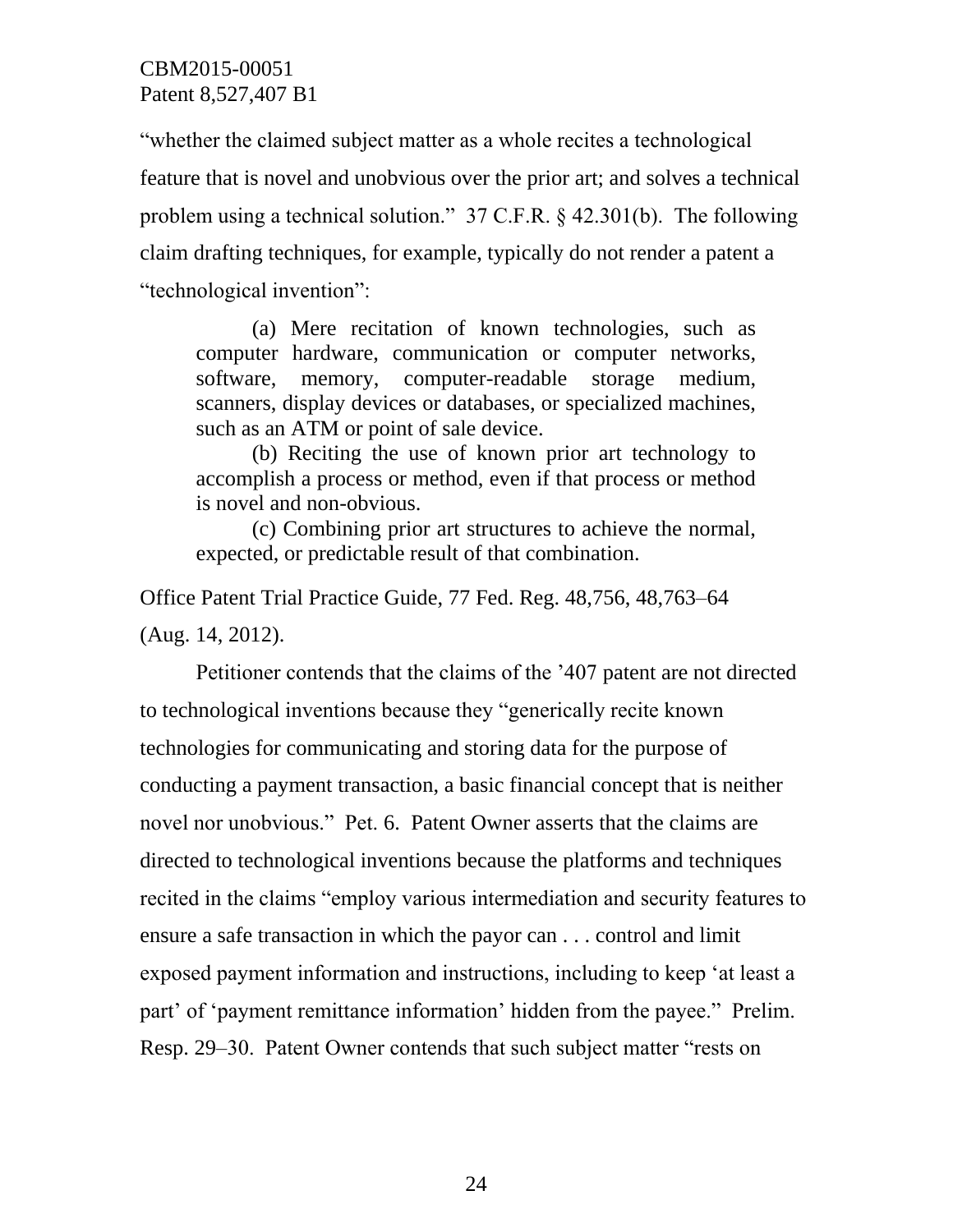"whether the claimed subject matter as a whole recites a technological feature that is novel and unobvious over the prior art; and solves a technical problem using a technical solution." 37 C.F.R. § 42.301(b). The following claim drafting techniques, for example, typically do not render a patent a "technological invention":

> (a) Mere recitation of known technologies, such as computer hardware, communication or computer networks, software, memory, computer-readable storage medium, scanners, display devices or databases, or specialized machines, such as an ATM or point of sale device.
>
> (b) Reciting the use of known prior art technology to accomplish a process or method, even if that process or method is novel and non-obvious.
>
> (c) Combining prior art structures to achieve the normal, expected, or predictable result of that combination.

Office Patent Trial Practice Guide, 77 Fed. Reg. 48,756, 48,763–64 (Aug. 14, 2012).

Petitioner contends that the claims of the '407 patent are not directed to technological inventions because they "generically recite known technologies for communicating and storing data for the purpose of conducting a payment transaction, a basic financial concept that is neither novel nor unobvious." Pet. 6. Patent Owner asserts that the claims are directed to technological inventions because the platforms and techniques recited in the claims "employ various intermediation and security features to ensure a safe transaction in which the payor can . . . control and limit exposed payment information and instructions, including to keep 'at least a part' of 'payment remittance information' hidden from the payee." Prelim. Resp. 29–30. Patent Owner contends that such subject matter "rests on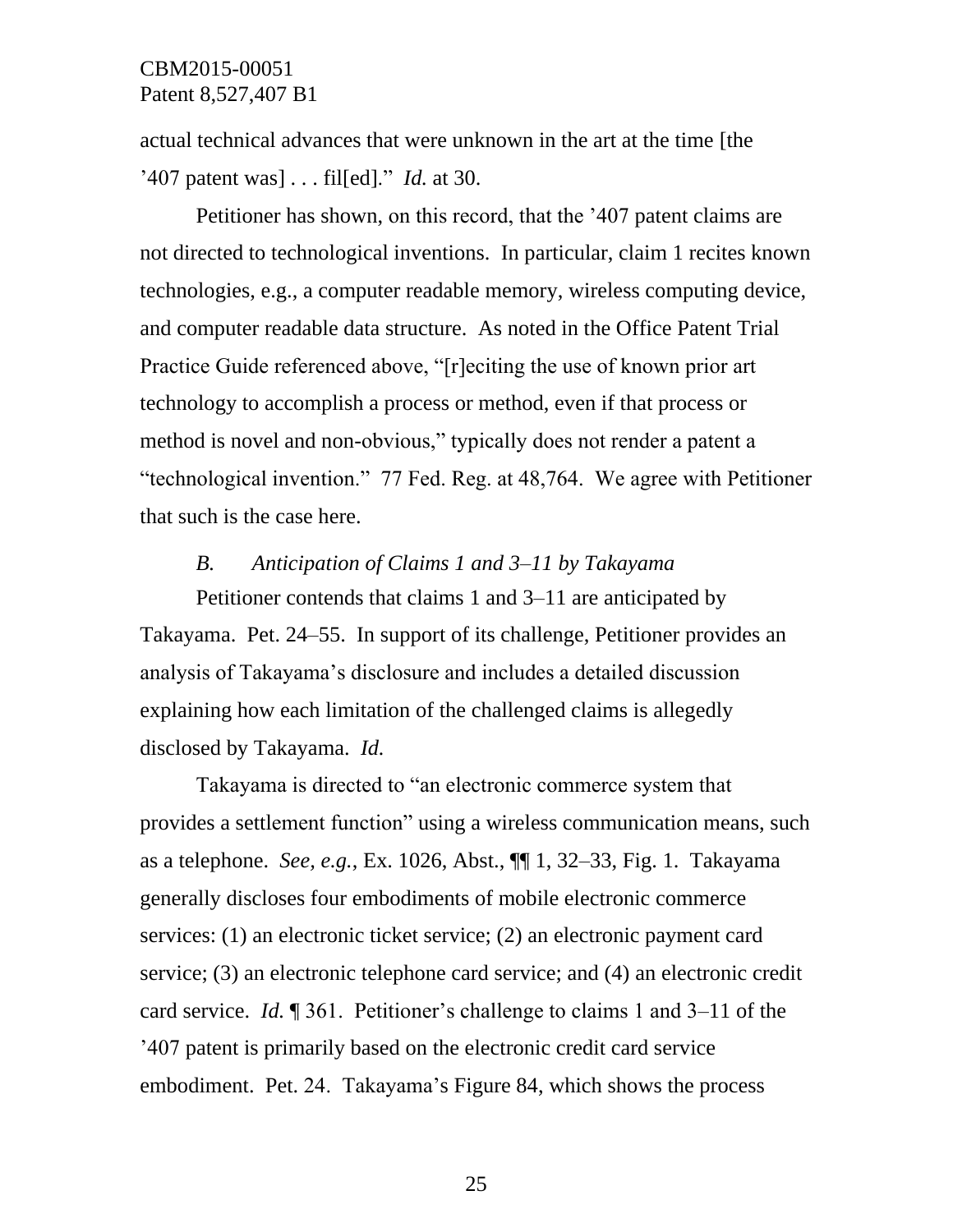actual technical advances that were unknown in the art at the time [the '407 patent was] . . . fil[ed]." *Id.* at 30.

Petitioner has shown, on this record, that the '407 patent claims are not directed to technological inventions. In particular, claim 1 recites known technologies, e.g., a computer readable memory, wireless computing device, and computer readable data structure. As noted in the Office Patent Trial Practice Guide referenced above, "[r]eciting the use of known prior art technology to accomplish a process or method, even if that process or method is novel and non-obvious," typically does not render a patent a "technological invention." 77 Fed. Reg. at 48,764. We agree with Petitioner that such is the case here.

### *B. Anticipation of Claims 1 and 3–11 by Takayama*

Petitioner contends that claims 1 and 3–11 are anticipated by Takayama. Pet. 24–55. In support of its challenge, Petitioner provides an analysis of Takayama's disclosure and includes a detailed discussion explaining how each limitation of the challenged claims is allegedly disclosed by Takayama. *Id.*

Takayama is directed to "an electronic commerce system that provides a settlement function" using a wireless communication means, such as a telephone. *See, e.g.*, Ex. 1026, Abst., ¶¶ 1, 32–33, Fig. 1. Takayama generally discloses four embodiments of mobile electronic commerce services: (1) an electronic ticket service; (2) an electronic payment card service; (3) an electronic telephone card service; and (4) an electronic credit card service. *Id.* ¶ 361. Petitioner's challenge to claims 1 and 3–11 of the '407 patent is primarily based on the electronic credit card service embodiment. Pet. 24. Takayama's Figure 84, which shows the process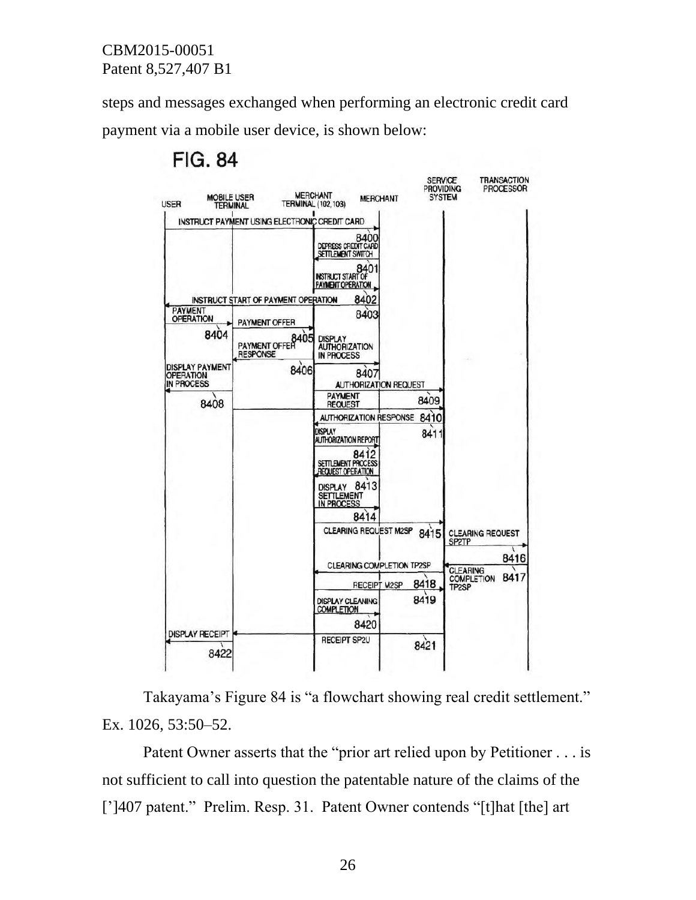steps and messages exchanged when performing an electronic credit card payment via a mobile user device, is shown below:

Takayama's Figure 84 is "a flowchart showing real credit settlement." Ex. 1026, 53:50–52.

Patent Owner asserts that the "prior art relied upon by Petitioner . . . is not sufficient to call into question the patentable nature of the claims of the [']407 patent." Prelim. Resp. 31. Patent Owner contends "[t]hat [the] art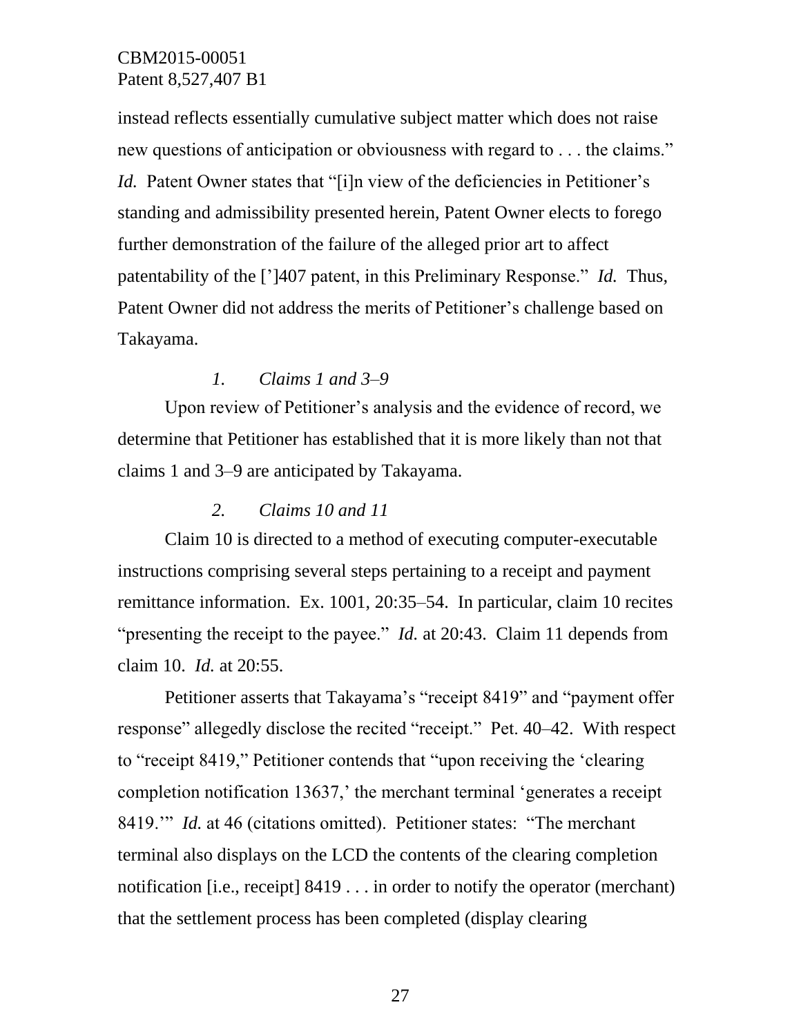instead reflects essentially cumulative subject matter which does not raise new questions of anticipation or obviousness with regard to . . . the claims." *Id.* Patent Owner states that "[i]n view of the deficiencies in Petitioner's standing and admissibility presented herein, Patent Owner elects to forego further demonstration of the failure of the alleged prior art to affect patentability of the [']407 patent, in this Preliminary Response." *Id.* Thus, Patent Owner did not address the merits of Petitioner's challenge based on Takayama.

*1. Claims 1 and 3–9*

Upon review of Petitioner's analysis and the evidence of record, we determine that Petitioner has established that it is more likely than not that claims 1 and 3–9 are anticipated by Takayama.

*2. Claims 10 and 11*

Claim 10 is directed to a method of executing computer-executable instructions comprising several steps pertaining to a receipt and payment remittance information. Ex. 1001, 20:35–54. In particular, claim 10 recites "presenting the receipt to the payee." *Id.* at 20:43. Claim 11 depends from claim 10. *Id.* at 20:55.

Petitioner asserts that Takayama's "receipt 8419" and "payment offer response" allegedly disclose the recited "receipt." Pet. 40–42. With respect to "receipt 8419," Petitioner contends that "upon receiving the 'clearing completion notification 13637,' the merchant terminal 'generates a receipt 8419.'" *Id.* at 46 (citations omitted). Petitioner states: "The merchant terminal also displays on the LCD the contents of the clearing completion notification [i.e., receipt] 8419 . . . in order to notify the operator (merchant) that the settlement process has been completed (display clearing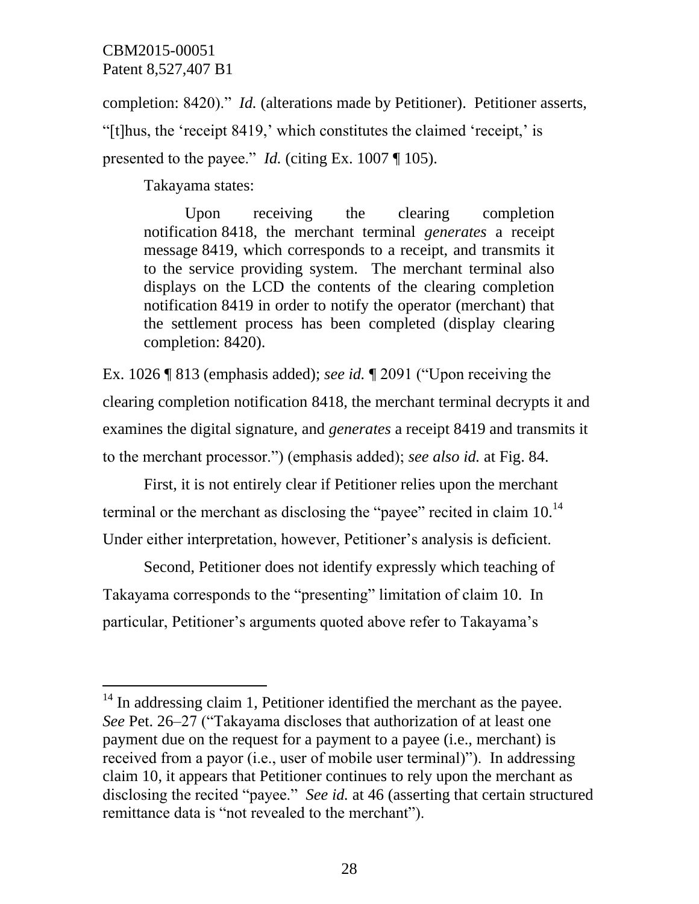completion: 8420)." *Id.* (alterations made by Petitioner). Petitioner asserts, "[t]hus, the 'receipt 8419,' which constitutes the claimed 'receipt,' is presented to the payee." *Id.* (citing Ex. 1007 ¶ 105).

Takayama states:

> Upon receiving the clearing completion notification 8418, the merchant terminal *generates* a receipt message 8419, which corresponds to a receipt, and transmits it to the service providing system. The merchant terminal also displays on the LCD the contents of the clearing completion notification 8419 in order to notify the operator (merchant) that the settlement process has been completed (display clearing completion: 8420).

Ex. 1026 ¶ 813 (emphasis added); *see id.* ¶ 2091 ("Upon receiving the clearing completion notification 8418, the merchant terminal decrypts it and examines the digital signature, and *generates* a receipt 8419 and transmits it to the merchant processor.") (emphasis added); *see also id.* at Fig. 84.

First, it is not entirely clear if Petitioner relies upon the merchant terminal or the merchant as disclosing the "payee" recited in claim 10.[14] Under either interpretation, however, Petitioner's analysis is deficient.

Second, Petitioner does not identify expressly which teaching of Takayama corresponds to the "presenting" limitation of claim 10. In particular, Petitioner's arguments quoted above refer to Takayama's

[14] In addressing claim 1, Petitioner identified the merchant as the payee. *See* Pet. 26–27 ("Takayama discloses that authorization of at least one payment due on the request for a payment to a payee (i.e., merchant) is received from a payor (i.e., user of mobile user terminal)"). In addressing claim 10, it appears that Petitioner continues to rely upon the merchant as disclosing the recited "payee." *See id.* at 46 (asserting that certain structured remittance data is "not revealed to the merchant").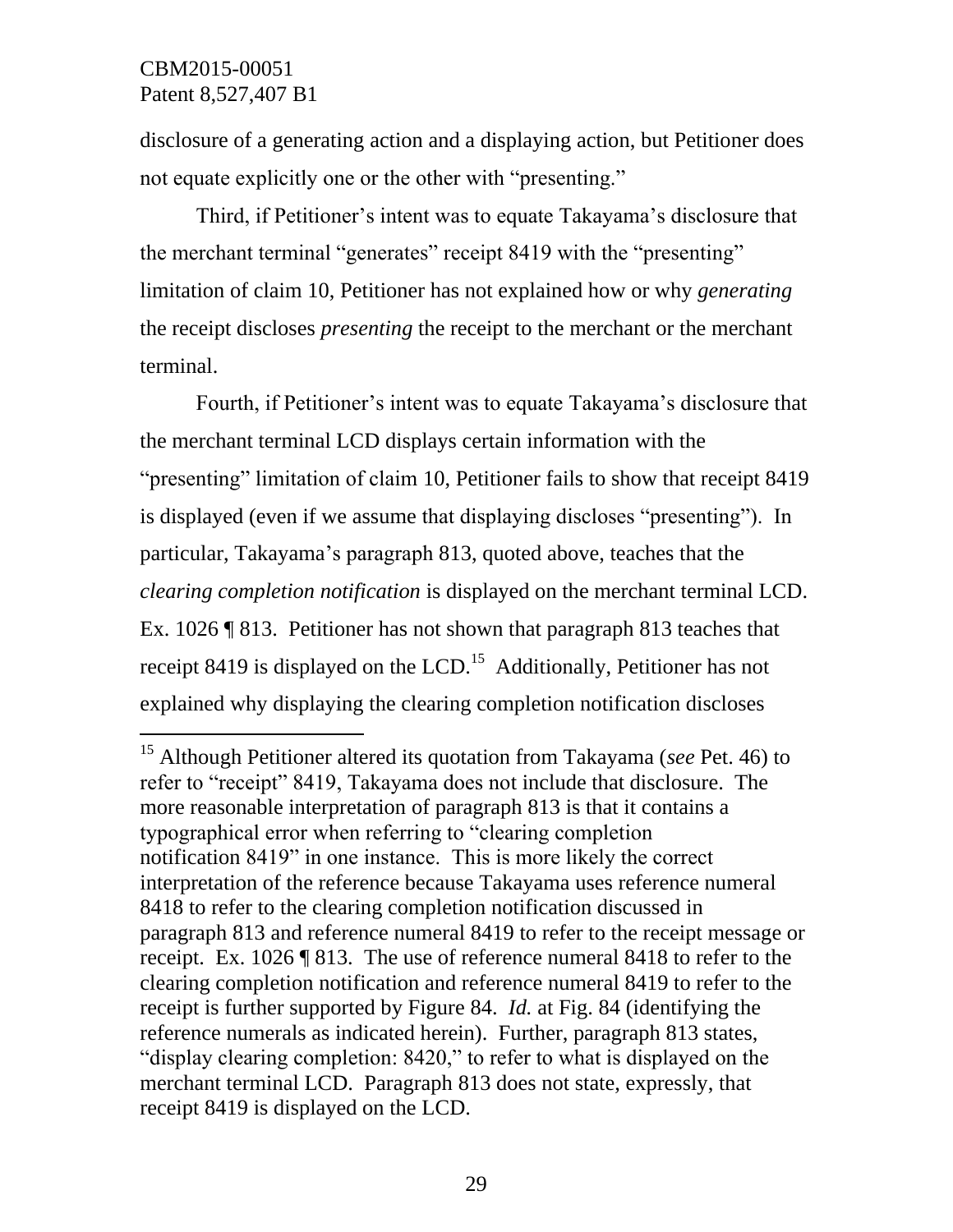disclosure of a generating action and a displaying action, but Petitioner does not equate explicitly one or the other with "presenting."

Third, if Petitioner's intent was to equate Takayama's disclosure that the merchant terminal "generates" receipt 8419 with the "presenting" limitation of claim 10, Petitioner has not explained how or why *generating* the receipt discloses *presenting* the receipt to the merchant or the merchant terminal.

Fourth, if Petitioner's intent was to equate Takayama's disclosure that the merchant terminal LCD displays certain information with the "presenting" limitation of claim 10, Petitioner fails to show that receipt 8419 is displayed (even if we assume that displaying discloses "presenting"). In particular, Takayama's paragraph 813, quoted above, teaches that the *clearing completion notification* is displayed on the merchant terminal LCD. Ex. 1026 ¶ 813. Petitioner has not shown that paragraph 813 teaches that receipt 8419 is displayed on the LCD.[15] Additionally, Petitioner has not explained why displaying the clearing completion notification discloses

---

[15] Although Petitioner altered its quotation from Takayama (*see* Pet. 46) to refer to "receipt" 8419, Takayama does not include that disclosure. The more reasonable interpretation of paragraph 813 is that it contains a typographical error when referring to "clearing completion notification 8419" in one instance. This is more likely the correct interpretation of the reference because Takayama uses reference numeral 8418 to refer to the clearing completion notification discussed in paragraph 813 and reference numeral 8419 to refer to the receipt message or receipt. Ex. 1026 ¶ 813. The use of reference numeral 8418 to refer to the clearing completion notification and reference numeral 8419 to refer to the receipt is further supported by Figure 84. *Id.* at Fig. 84 (identifying the reference numerals as indicated herein). Further, paragraph 813 states, "display clearing completion: 8420," to refer to what is displayed on the merchant terminal LCD. Paragraph 813 does not state, expressly, that receipt 8419 is displayed on the LCD.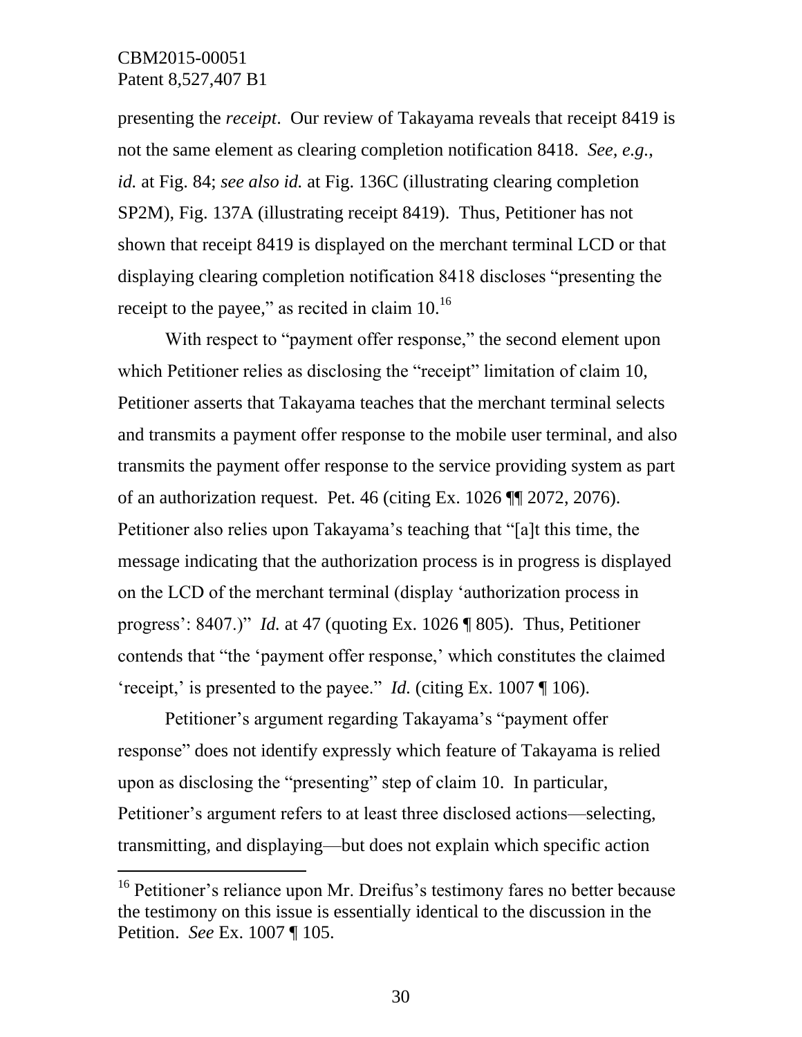presenting the *receipt*. Our review of Takayama reveals that receipt 8419 is not the same element as clearing completion notification 8418. *See, e.g.*, *id.* at Fig. 84; *see also id.* at Fig. 136C (illustrating clearing completion SP2M), Fig. 137A (illustrating receipt 8419). Thus, Petitioner has not shown that receipt 8419 is displayed on the merchant terminal LCD or that displaying clearing completion notification 8418 discloses "presenting the receipt to the payee," as recited in claim 10.[16]

With respect to "payment offer response," the second element upon which Petitioner relies as disclosing the "receipt" limitation of claim 10, Petitioner asserts that Takayama teaches that the merchant terminal selects and transmits a payment offer response to the mobile user terminal, and also transmits the payment offer response to the service providing system as part of an authorization request. Pet. 46 (citing Ex. 1026 ¶¶ 2072, 2076). Petitioner also relies upon Takayama's teaching that "[a]t this time, the message indicating that the authorization process is in progress is displayed on the LCD of the merchant terminal (display 'authorization process in progress': 8407.)" *Id.* at 47 (quoting Ex. 1026 ¶ 805). Thus, Petitioner contends that "the 'payment offer response,' which constitutes the claimed 'receipt,' is presented to the payee." *Id.* (citing Ex. 1007 ¶ 106).

Petitioner's argument regarding Takayama's "payment offer response" does not identify expressly which feature of Takayama is relied upon as disclosing the "presenting" step of claim 10. In particular, Petitioner's argument refers to at least three disclosed actions—selecting, transmitting, and displaying—but does not explain which specific action

[16] Petitioner's reliance upon Mr. Dreifus's testimony fares no better because the testimony on this issue is essentially identical to the discussion in the Petition. *See* Ex. 1007 ¶ 105.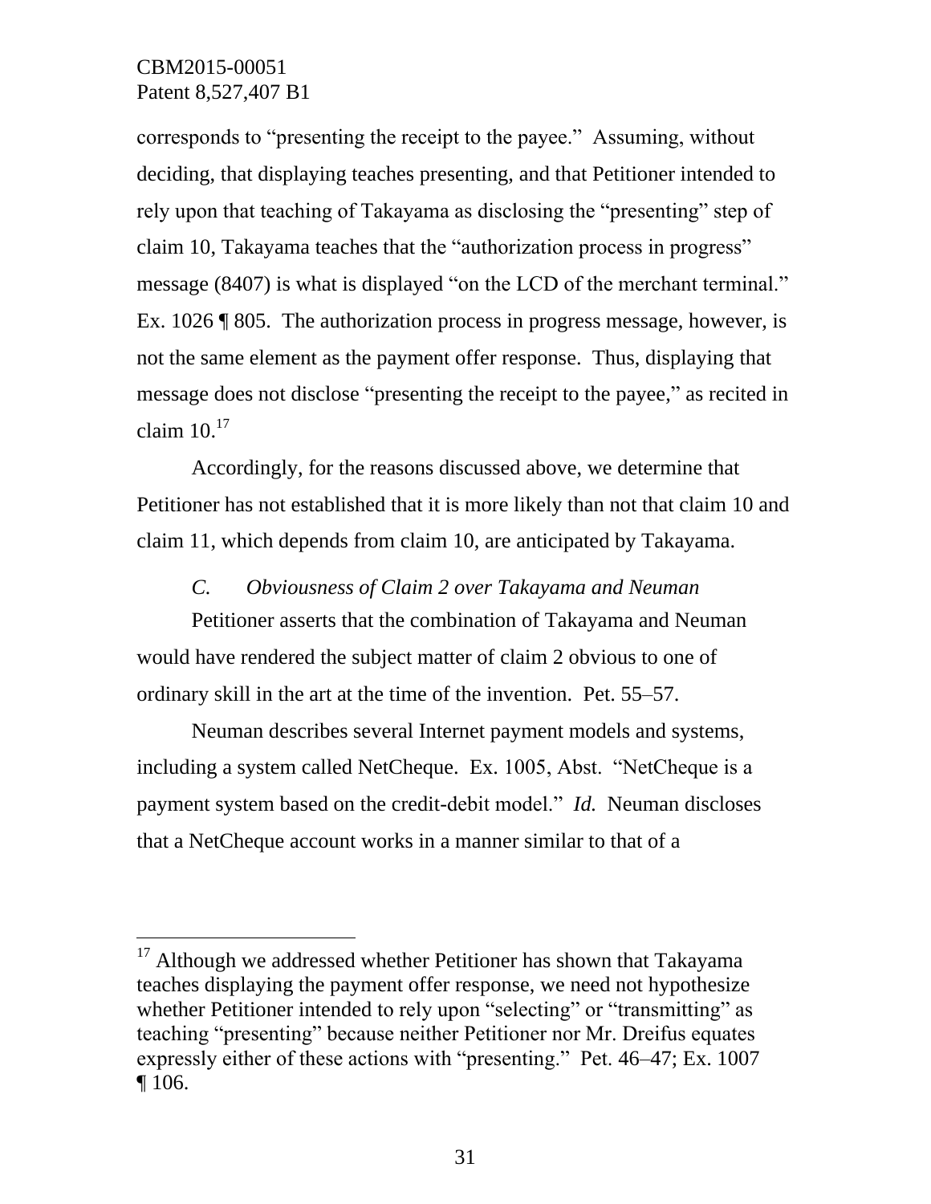corresponds to "presenting the receipt to the payee." Assuming, without deciding, that displaying teaches presenting, and that Petitioner intended to rely upon that teaching of Takayama as disclosing the "presenting" step of claim 10, Takayama teaches that the "authorization process in progress" message (8407) is what is displayed "on the LCD of the merchant terminal." Ex. 1026 ¶ 805. The authorization process in progress message, however, is not the same element as the payment offer response. Thus, displaying that message does not disclose "presenting the receipt to the payee," as recited in claim 10.[17]

Accordingly, for the reasons discussed above, we determine that Petitioner has not established that it is more likely than not that claim 10 and claim 11, which depends from claim 10, are anticipated by Takayama.

### *C. Obviousness of Claim 2 over Takayama and Neuman*

Petitioner asserts that the combination of Takayama and Neuman would have rendered the subject matter of claim 2 obvious to one of ordinary skill in the art at the time of the invention. Pet. 55–57.

Neuman describes several Internet payment models and systems, including a system called NetCheque. Ex. 1005, Abst. "NetCheque is a payment system based on the credit-debit model." *Id.* Neuman discloses that a NetCheque account works in a manner similar to that of a

---

[17] Although we addressed whether Petitioner has shown that Takayama teaches displaying the payment offer response, we need not hypothesize whether Petitioner intended to rely upon "selecting" or "transmitting" as teaching "presenting" because neither Petitioner nor Mr. Dreifus equates expressly either of these actions with "presenting." Pet. 46–47; Ex. 1007 ¶ 106.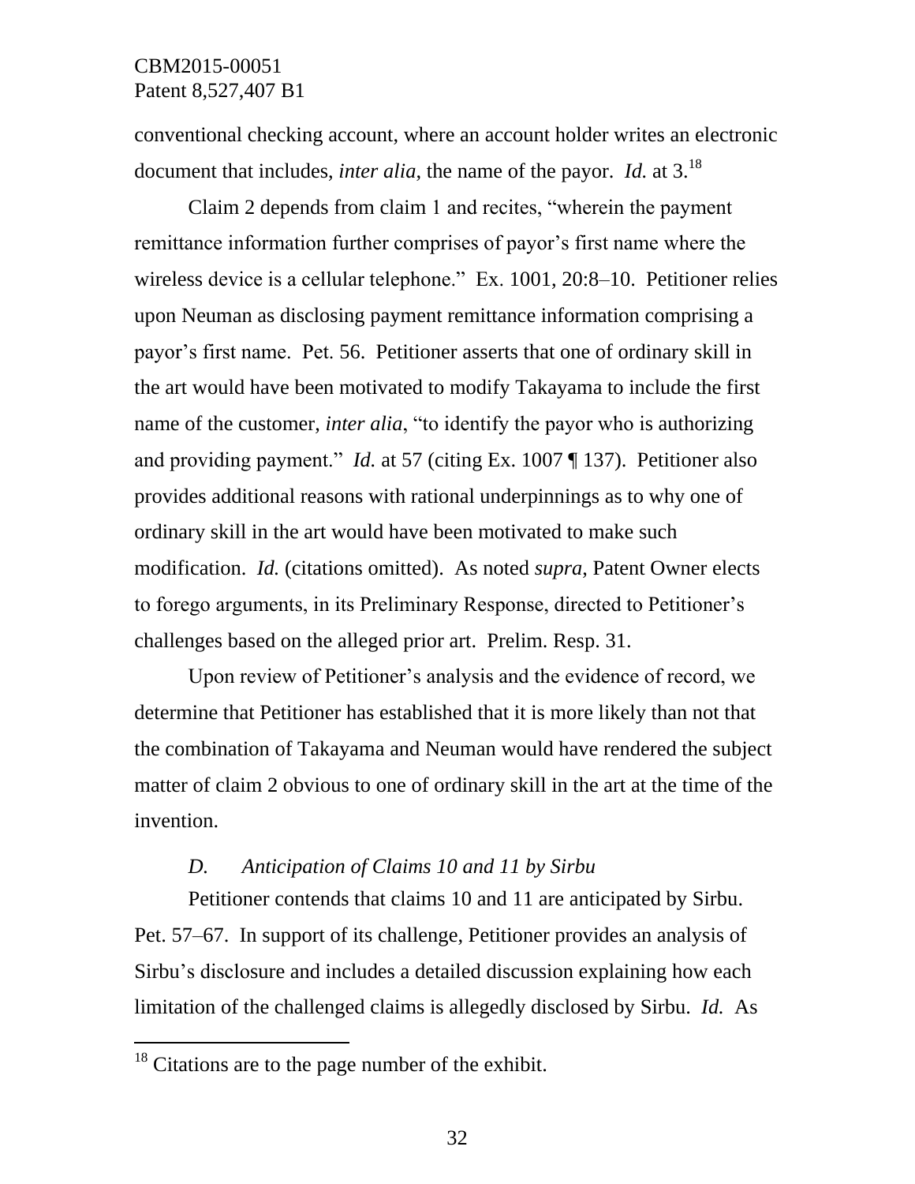conventional checking account, where an account holder writes an electronic document that includes, *inter alia*, the name of the payor. *Id.* at 3.[18]

Claim 2 depends from claim 1 and recites, "wherein the payment remittance information further comprises of payor's first name where the wireless device is a cellular telephone." Ex. 1001, 20:8–10. Petitioner relies upon Neuman as disclosing payment remittance information comprising a payor's first name. Pet. 56. Petitioner asserts that one of ordinary skill in the art would have been motivated to modify Takayama to include the first name of the customer, *inter alia*, "to identify the payor who is authorizing and providing payment." *Id.* at 57 (citing Ex. 1007 ¶ 137). Petitioner also provides additional reasons with rational underpinnings as to why one of ordinary skill in the art would have been motivated to make such modification. *Id.* (citations omitted). As noted *supra*, Patent Owner elects to forego arguments, in its Preliminary Response, directed to Petitioner's challenges based on the alleged prior art. Prelim. Resp. 31.

Upon review of Petitioner's analysis and the evidence of record, we determine that Petitioner has established that it is more likely than not that the combination of Takayama and Neuman would have rendered the subject matter of claim 2 obvious to one of ordinary skill in the art at the time of the invention.

### *D. Anticipation of Claims 10 and 11 by Sirbu*

Petitioner contends that claims 10 and 11 are anticipated by Sirbu. Pet. 57–67. In support of its challenge, Petitioner provides an analysis of Sirbu's disclosure and includes a detailed discussion explaining how each limitation of the challenged claims is allegedly disclosed by Sirbu. *Id.* As

---

[18] Citations are to the page number of the exhibit.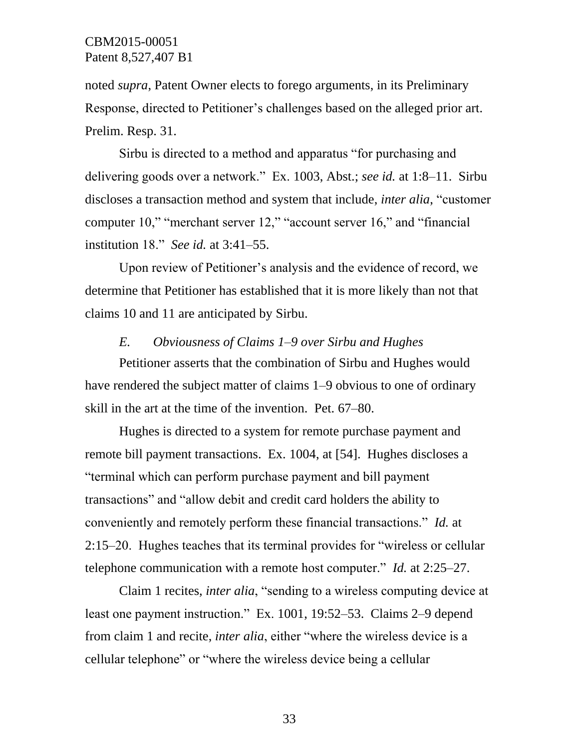noted *supra*, Patent Owner elects to forego arguments, in its Preliminary Response, directed to Petitioner's challenges based on the alleged prior art. Prelim. Resp. 31.

Sirbu is directed to a method and apparatus "for purchasing and delivering goods over a network." Ex. 1003, Abst.; *see id.* at 1:8–11. Sirbu discloses a transaction method and system that include, *inter alia*, "customer computer 10," "merchant server 12," "account server 16," and "financial institution 18." *See id.* at 3:41–55.

Upon review of Petitioner's analysis and the evidence of record, we determine that Petitioner has established that it is more likely than not that claims 10 and 11 are anticipated by Sirbu.

### *E. Obviousness of Claims 1–9 over Sirbu and Hughes*

Petitioner asserts that the combination of Sirbu and Hughes would have rendered the subject matter of claims 1–9 obvious to one of ordinary skill in the art at the time of the invention. Pet. 67–80.

Hughes is directed to a system for remote purchase payment and remote bill payment transactions. Ex. 1004, at [54]. Hughes discloses a "terminal which can perform purchase payment and bill payment transactions" and "allow debit and credit card holders the ability to conveniently and remotely perform these financial transactions." *Id.* at 2:15–20. Hughes teaches that its terminal provides for "wireless or cellular telephone communication with a remote host computer." *Id.* at 2:25–27.

Claim 1 recites, *inter alia*, "sending to a wireless computing device at least one payment instruction." Ex. 1001, 19:52–53. Claims 2–9 depend from claim 1 and recite, *inter alia*, either "where the wireless device is a cellular telephone" or "where the wireless device being a cellular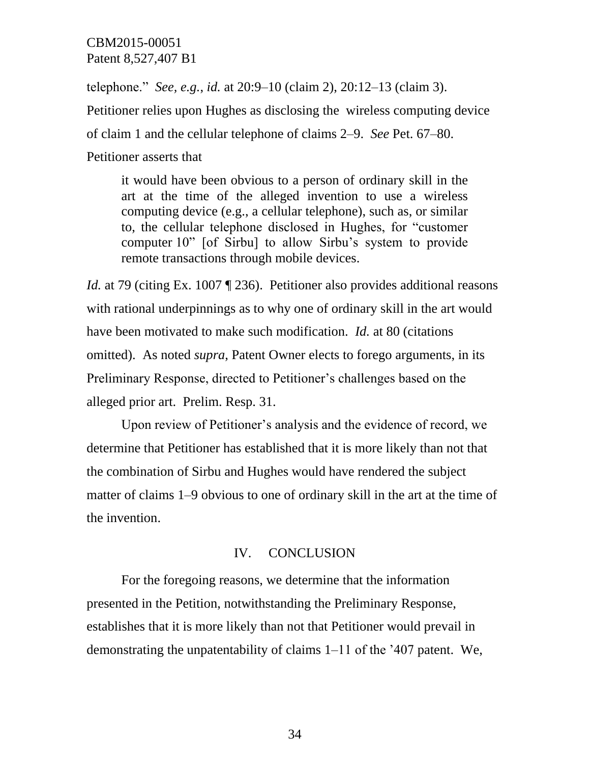telephone." *See, e.g.*, *id.* at 20:9–10 (claim 2), 20:12–13 (claim 3). Petitioner relies upon Hughes as disclosing the wireless computing device of claim 1 and the cellular telephone of claims 2–9. *See* Pet. 67–80. Petitioner asserts that

> it would have been obvious to a person of ordinary skill in the art at the time of the alleged invention to use a wireless computing device (e.g., a cellular telephone), such as, or similar to, the cellular telephone disclosed in Hughes, for "customer computer 10" [of Sirbu] to allow Sirbu's system to provide remote transactions through mobile devices.

*Id.* at 79 (citing Ex. 1007 ¶ 236). Petitioner also provides additional reasons with rational underpinnings as to why one of ordinary skill in the art would have been motivated to make such modification. *Id.* at 80 (citations omitted). As noted *supra*, Patent Owner elects to forego arguments, in its Preliminary Response, directed to Petitioner's challenges based on the alleged prior art. Prelim. Resp. 31.

Upon review of Petitioner's analysis and the evidence of record, we determine that Petitioner has established that it is more likely than not that the combination of Sirbu and Hughes would have rendered the subject matter of claims 1–9 obvious to one of ordinary skill in the art at the time of the invention.

## IV. CONCLUSION

For the foregoing reasons, we determine that the information presented in the Petition, notwithstanding the Preliminary Response, establishes that it is more likely than not that Petitioner would prevail in demonstrating the unpatentability of claims 1–11 of the '407 patent. We,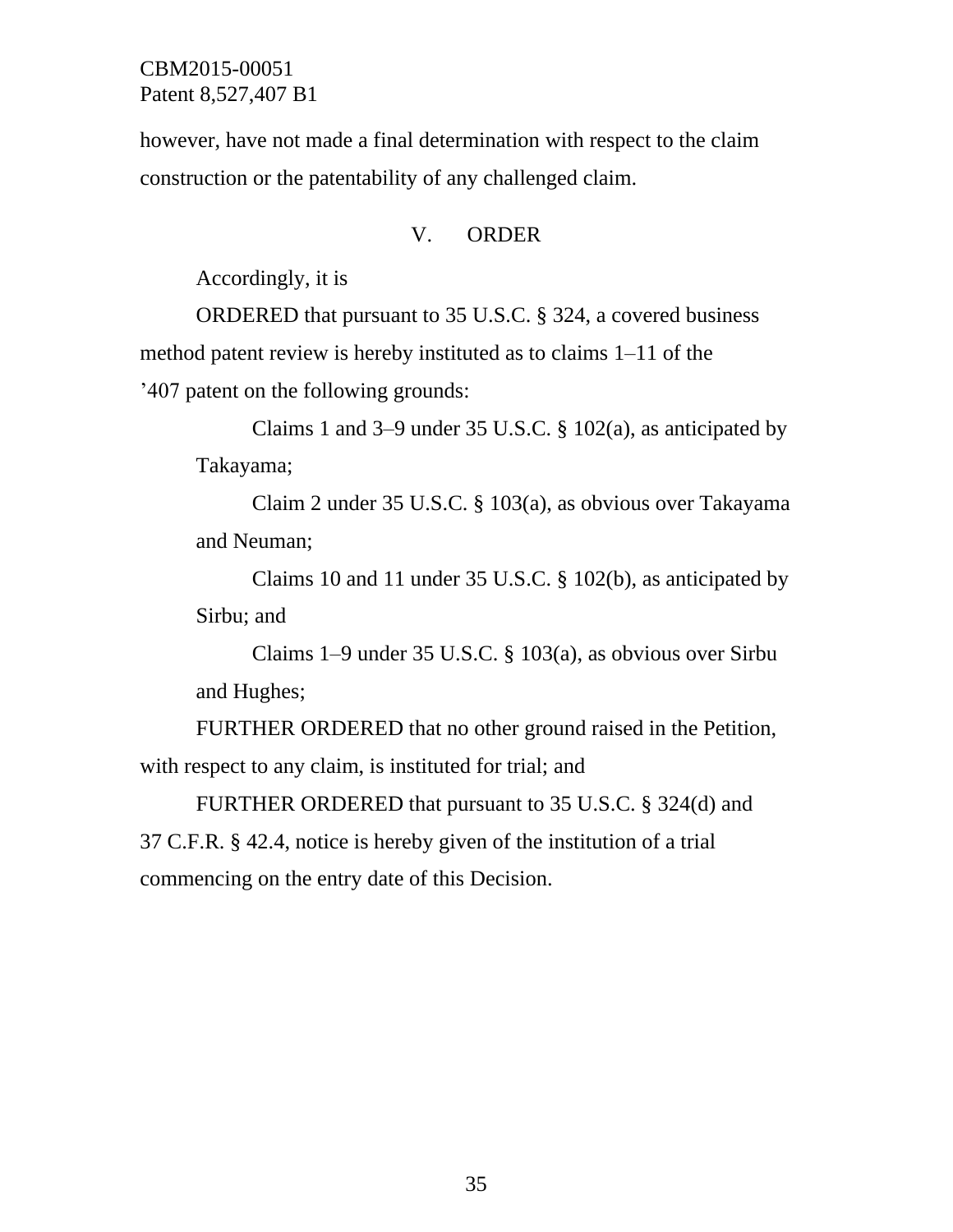however, have not made a final determination with respect to the claim construction or the patentability of any challenged claim.

## V. ORDER

Accordingly, it is

ORDERED that pursuant to 35 U.S.C. § 324, a covered business method patent review is hereby instituted as to claims 1–11 of the ’407 patent on the following grounds:

> Claims 1 and 3–9 under 35 U.S.C. § 102(a), as anticipated by Takayama;
>
> Claim 2 under 35 U.S.C. § 103(a), as obvious over Takayama and Neuman;
>
> Claims 10 and 11 under 35 U.S.C. § 102(b), as anticipated by Sirbu; and
>
> Claims 1–9 under 35 U.S.C. § 103(a), as obvious over Sirbu and Hughes;

FURTHER ORDERED that no other ground raised in the Petition, with respect to any claim, is instituted for trial; and

FURTHER ORDERED that pursuant to 35 U.S.C. § 324(d) and 37 C.F.R. § 42.4, notice is hereby given of the institution of a trial commencing on the entry date of this Decision.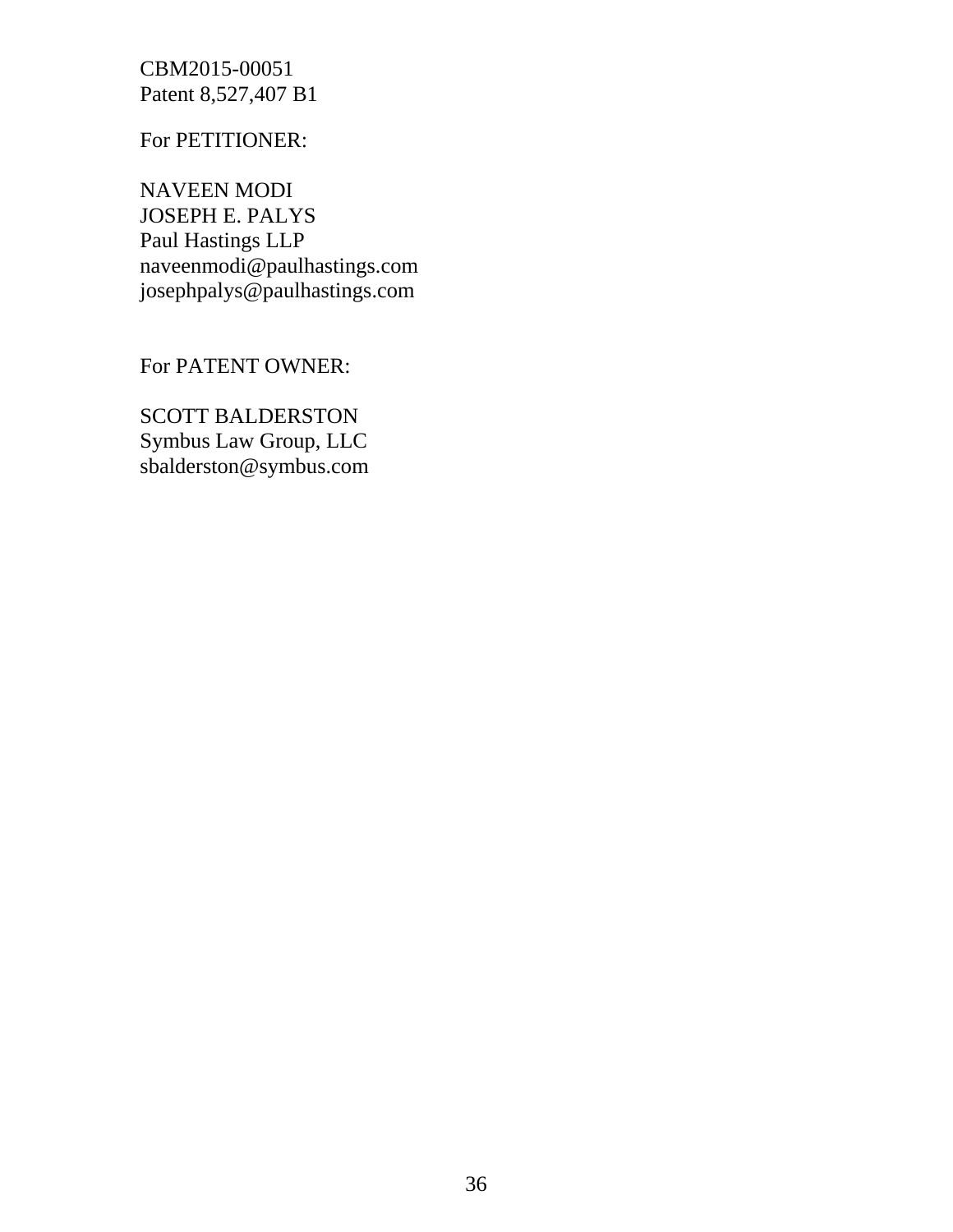For PETITIONER:

NAVEEN MODI
JOSEPH E. PALYS
Paul Hastings LLP
naveenmodi@paulhastings.com
josephpalys@paulhastings.com

For PATENT OWNER:

SCOTT BALDERSTON
Symbus Law Group, LLC
sbalderston@symbus.com